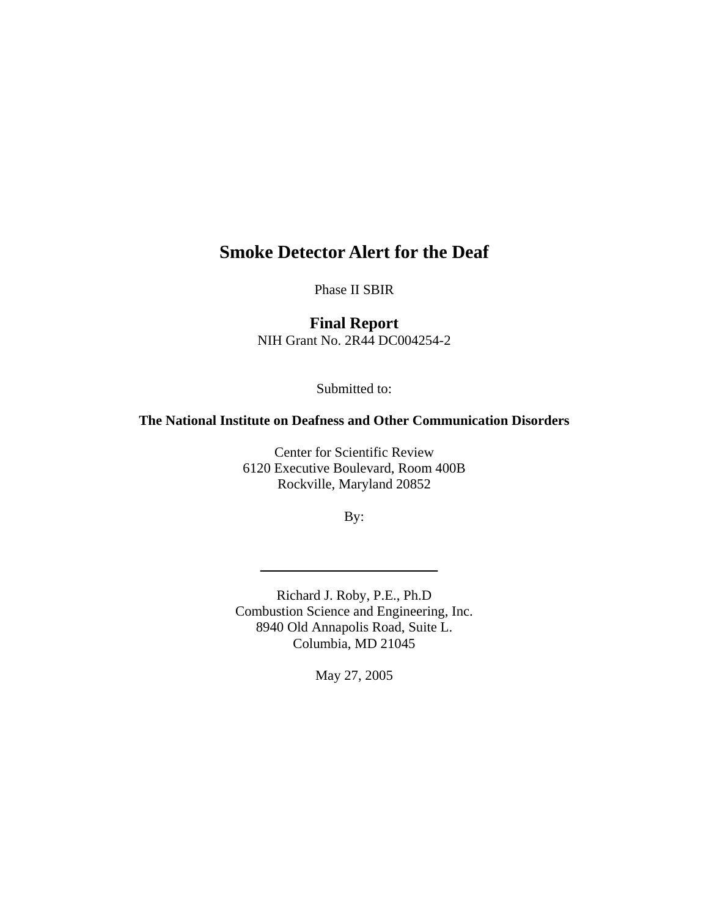# Smoke Detector Alert for the Deaf

Phase II SBIR

**Final Report**

NIH Grant No. 2R44 DC004254-2

Submitted to:

**The National Institute on Deafness and Other Communication Disorders**

Center for Scientific Review
6120 Executive Boulevard, Room 400B
Rockville, Maryland 20852

By:

Richard J. Roby, P.E., Ph.D
Combustion Science and Engineering, Inc.
8940 Old Annapolis Road, Suite L.
Columbia, MD 21045

May 27, 2005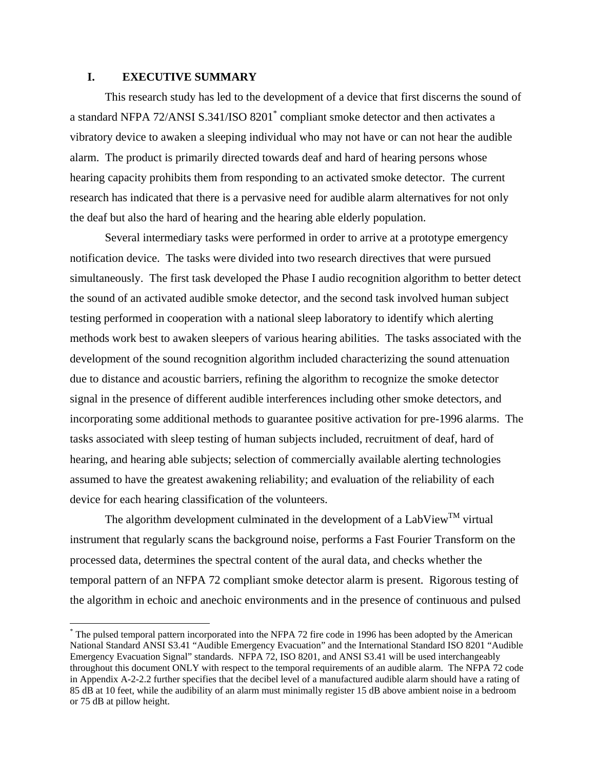## I. EXECUTIVE SUMMARY

This research study has led to the development of a device that first discerns the sound of a standard NFPA 72/ANSI S.341/ISO 8201* compliant smoke detector and then activates a vibratory device to awaken a sleeping individual who may not have or can not hear the audible alarm. The product is primarily directed towards deaf and hard of hearing persons whose hearing capacity prohibits them from responding to an activated smoke detector. The current research has indicated that there is a pervasive need for audible alarm alternatives for not only the deaf but also the hard of hearing and the hearing able elderly population.

Several intermediary tasks were performed in order to arrive at a prototype emergency notification device. The tasks were divided into two research directives that were pursued simultaneously. The first task developed the Phase I audio recognition algorithm to better detect the sound of an activated audible smoke detector, and the second task involved human subject testing performed in cooperation with a national sleep laboratory to identify which alerting methods work best to awaken sleepers of various hearing abilities. The tasks associated with the development of the sound recognition algorithm included characterizing the sound attenuation due to distance and acoustic barriers, refining the algorithm to recognize the smoke detector signal in the presence of different audible interferences including other smoke detectors, and incorporating some additional methods to guarantee positive activation for pre-1996 alarms. The tasks associated with sleep testing of human subjects included, recruitment of deaf, hard of hearing, and hearing able subjects; selection of commercially available alerting technologies assumed to have the greatest awakening reliability; and evaluation of the reliability of each device for each hearing classification of the volunteers.

The algorithm development culminated in the development of a LabView™ virtual instrument that regularly scans the background noise, performs a Fast Fourier Transform on the processed data, determines the spectral content of the aural data, and checks whether the temporal pattern of an NFPA 72 compliant smoke detector alarm is present. Rigorous testing of the algorithm in echoic and anechoic environments and in the presence of continuous and pulsed

---

* The pulsed temporal pattern incorporated into the NFPA 72 fire code in 1996 has been adopted by the American National Standard ANSI S3.41 "Audible Emergency Evacuation" and the International Standard ISO 8201 "Audible Emergency Evacuation Signal" standards. NFPA 72, ISO 8201, and ANSI S3.41 will be used interchangeably throughout this document ONLY with respect to the temporal requirements of an audible alarm. The NFPA 72 code in Appendix A-2-2.2 further specifies that the decibel level of a manufactured audible alarm should have a rating of 85 dB at 10 feet, while the audibility of an alarm must minimally register 15 dB above ambient noise in a bedroom or 75 dB at pillow height.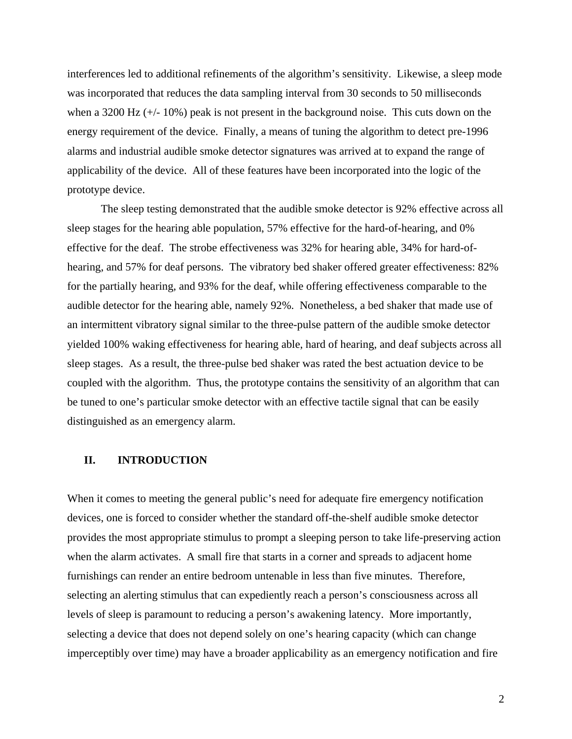interferences led to additional refinements of the algorithm's sensitivity. Likewise, a sleep mode was incorporated that reduces the data sampling interval from 30 seconds to 50 milliseconds when a 3200 Hz (+/- 10%) peak is not present in the background noise. This cuts down on the energy requirement of the device. Finally, a means of tuning the algorithm to detect pre-1996 alarms and industrial audible smoke detector signatures was arrived at to expand the range of applicability of the device. All of these features have been incorporated into the logic of the prototype device.

The sleep testing demonstrated that the audible smoke detector is 92% effective across all sleep stages for the hearing able population, 57% effective for the hard-of-hearing, and 0% effective for the deaf. The strobe effectiveness was 32% for hearing able, 34% for hard-of-hearing, and 57% for deaf persons. The vibratory bed shaker offered greater effectiveness: 82% for the partially hearing, and 93% for the deaf, while offering effectiveness comparable to the audible detector for the hearing able, namely 92%. Nonetheless, a bed shaker that made use of an intermittent vibratory signal similar to the three-pulse pattern of the audible smoke detector yielded 100% waking effectiveness for hearing able, hard of hearing, and deaf subjects across all sleep stages. As a result, the three-pulse bed shaker was rated the best actuation device to be coupled with the algorithm. Thus, the prototype contains the sensitivity of an algorithm that can be tuned to one's particular smoke detector with an effective tactile signal that can be easily distinguished as an emergency alarm.

## II. INTRODUCTION

When it comes to meeting the general public's need for adequate fire emergency notification devices, one is forced to consider whether the standard off-the-shelf audible smoke detector provides the most appropriate stimulus to prompt a sleeping person to take life-preserving action when the alarm activates. A small fire that starts in a corner and spreads to adjacent home furnishings can render an entire bedroom untenable in less than five minutes. Therefore, selecting an alerting stimulus that can expediently reach a person's consciousness across all levels of sleep is paramount to reducing a person's awakening latency. More importantly, selecting a device that does not depend solely on one's hearing capacity (which can change imperceptibly over time) may have a broader applicability as an emergency notification and fire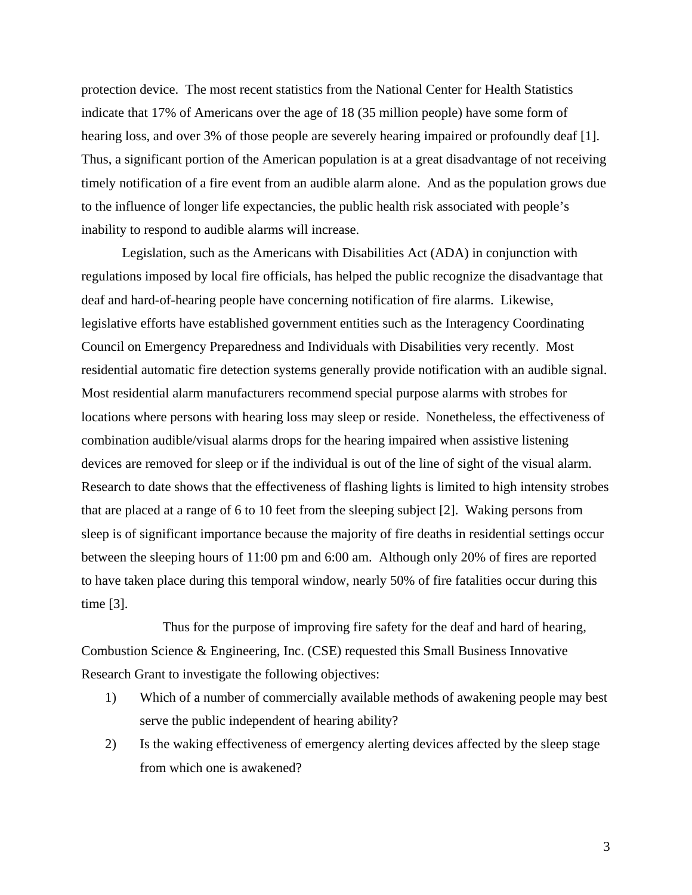protection device. The most recent statistics from the National Center for Health Statistics indicate that 17% of Americans over the age of 18 (35 million people) have some form of hearing loss, and over 3% of those people are severely hearing impaired or profoundly deaf [1]. Thus, a significant portion of the American population is at a great disadvantage of not receiving timely notification of a fire event from an audible alarm alone. And as the population grows due to the influence of longer life expectancies, the public health risk associated with people's inability to respond to audible alarms will increase.

Legislation, such as the Americans with Disabilities Act (ADA) in conjunction with regulations imposed by local fire officials, has helped the public recognize the disadvantage that deaf and hard-of-hearing people have concerning notification of fire alarms. Likewise, legislative efforts have established government entities such as the Interagency Coordinating Council on Emergency Preparedness and Individuals with Disabilities very recently. Most residential automatic fire detection systems generally provide notification with an audible signal. Most residential alarm manufacturers recommend special purpose alarms with strobes for locations where persons with hearing loss may sleep or reside. Nonetheless, the effectiveness of combination audible/visual alarms drops for the hearing impaired when assistive listening devices are removed for sleep or if the individual is out of the line of sight of the visual alarm. Research to date shows that the effectiveness of flashing lights is limited to high intensity strobes that are placed at a range of 6 to 10 feet from the sleeping subject [2]. Waking persons from sleep is of significant importance because the majority of fire deaths in residential settings occur between the sleeping hours of 11:00 pm and 6:00 am. Although only 20% of fires are reported to have taken place during this temporal window, nearly 50% of fire fatalities occur during this time [3].

Thus for the purpose of improving fire safety for the deaf and hard of hearing, Combustion Science & Engineering, Inc. (CSE) requested this Small Business Innovative Research Grant to investigate the following objectives:

1) Which of a number of commercially available methods of awakening people may best serve the public independent of hearing ability?
2) Is the waking effectiveness of emergency alerting devices affected by the sleep stage from which one is awakened?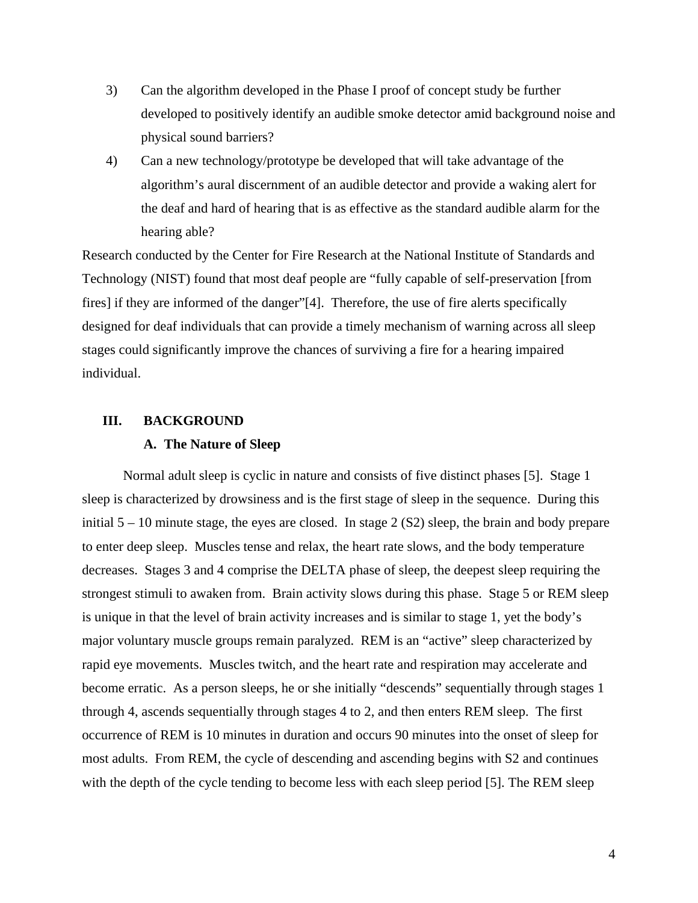3) Can the algorithm developed in the Phase I proof of concept study be further developed to positively identify an audible smoke detector amid background noise and physical sound barriers?

4) Can a new technology/prototype be developed that will take advantage of the algorithm's aural discernment of an audible detector and provide a waking alert for the deaf and hard of hearing that is as effective as the standard audible alarm for the hearing able?

Research conducted by the Center for Fire Research at the National Institute of Standards and Technology (NIST) found that most deaf people are "fully capable of self-preservation [from fires] if they are informed of the danger"[4]. Therefore, the use of fire alerts specifically designed for deaf individuals that can provide a timely mechanism of warning across all sleep stages could significantly improve the chances of surviving a fire for a hearing impaired individual.

## III. BACKGROUND

### A. The Nature of Sleep

Normal adult sleep is cyclic in nature and consists of five distinct phases [5]. Stage 1 sleep is characterized by drowsiness and is the first stage of sleep in the sequence. During this initial 5 – 10 minute stage, the eyes are closed. In stage 2 (S2) sleep, the brain and body prepare to enter deep sleep. Muscles tense and relax, the heart rate slows, and the body temperature decreases. Stages 3 and 4 comprise the DELTA phase of sleep, the deepest sleep requiring the strongest stimuli to awaken from. Brain activity slows during this phase. Stage 5 or REM sleep is unique in that the level of brain activity increases and is similar to stage 1, yet the body's major voluntary muscle groups remain paralyzed. REM is an "active" sleep characterized by rapid eye movements. Muscles twitch, and the heart rate and respiration may accelerate and become erratic. As a person sleeps, he or she initially "descends" sequentially through stages 1 through 4, ascends sequentially through stages 4 to 2, and then enters REM sleep. The first occurrence of REM is 10 minutes in duration and occurs 90 minutes into the onset of sleep for most adults. From REM, the cycle of descending and ascending begins with S2 and continues with the depth of the cycle tending to become less with each sleep period [5]. The REM sleep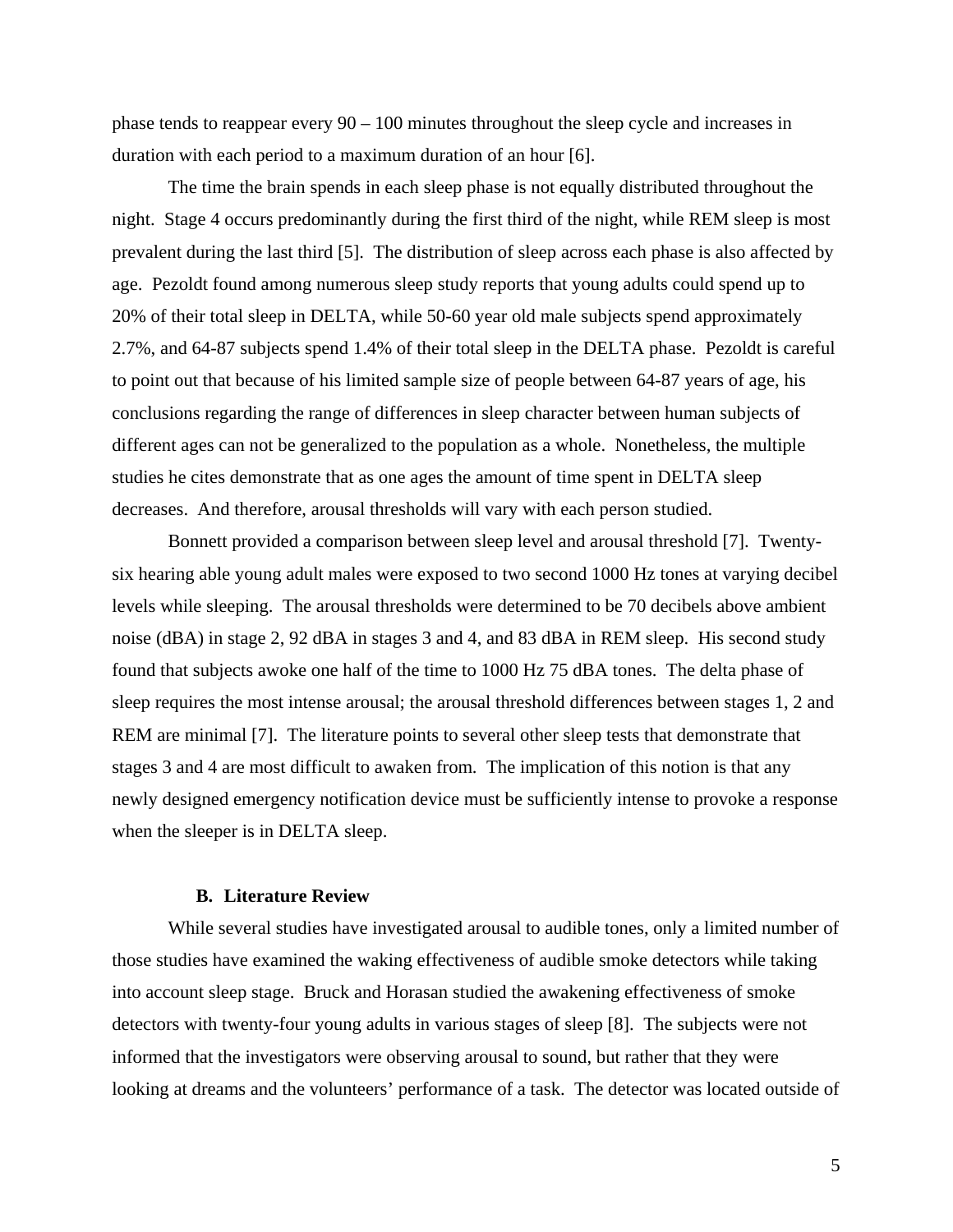phase tends to reappear every 90 – 100 minutes throughout the sleep cycle and increases in duration with each period to a maximum duration of an hour [6].

The time the brain spends in each sleep phase is not equally distributed throughout the night. Stage 4 occurs predominantly during the first third of the night, while REM sleep is most prevalent during the last third [5]. The distribution of sleep across each phase is also affected by age. Pezoldt found among numerous sleep study reports that young adults could spend up to 20% of their total sleep in DELTA, while 50-60 year old male subjects spend approximately 2.7%, and 64-87 subjects spend 1.4% of their total sleep in the DELTA phase. Pezoldt is careful to point out that because of his limited sample size of people between 64-87 years of age, his conclusions regarding the range of differences in sleep character between human subjects of different ages can not be generalized to the population as a whole. Nonetheless, the multiple studies he cites demonstrate that as one ages the amount of time spent in DELTA sleep decreases. And therefore, arousal thresholds will vary with each person studied.

Bonnett provided a comparison between sleep level and arousal threshold [7]. Twenty-six hearing able young adult males were exposed to two second 1000 Hz tones at varying decibel levels while sleeping. The arousal thresholds were determined to be 70 decibels above ambient noise (dBA) in stage 2, 92 dBA in stages 3 and 4, and 83 dBA in REM sleep. His second study found that subjects awoke one half of the time to 1000 Hz 75 dBA tones. The delta phase of sleep requires the most intense arousal; the arousal threshold differences between stages 1, 2 and REM are minimal [7]. The literature points to several other sleep tests that demonstrate that stages 3 and 4 are most difficult to awaken from. The implication of this notion is that any newly designed emergency notification device must be sufficiently intense to provoke a response when the sleeper is in DELTA sleep.

### B. Literature Review

While several studies have investigated arousal to audible tones, only a limited number of those studies have examined the waking effectiveness of audible smoke detectors while taking into account sleep stage. Bruck and Horasan studied the awakening effectiveness of smoke detectors with twenty-four young adults in various stages of sleep [8]. The subjects were not informed that the investigators were observing arousal to sound, but rather that they were looking at dreams and the volunteers' performance of a task. The detector was located outside of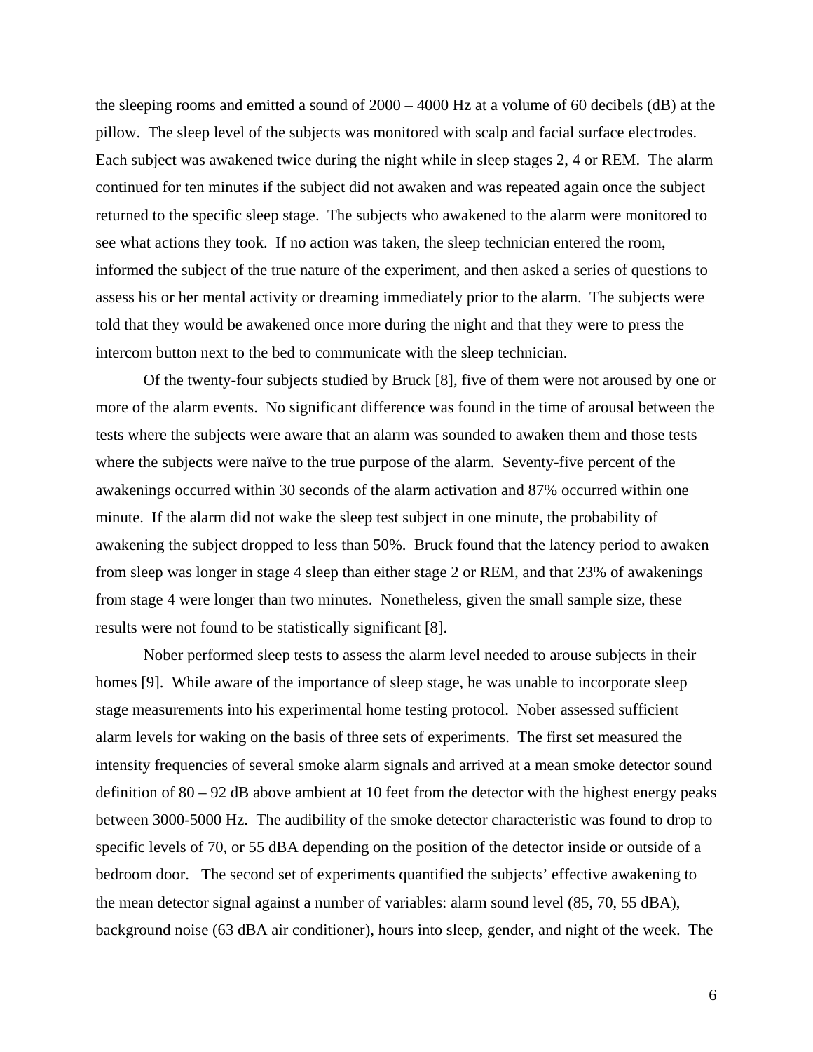the sleeping rooms and emitted a sound of 2000 – 4000 Hz at a volume of 60 decibels (dB) at the pillow. The sleep level of the subjects was monitored with scalp and facial surface electrodes. Each subject was awakened twice during the night while in sleep stages 2, 4 or REM. The alarm continued for ten minutes if the subject did not awaken and was repeated again once the subject returned to the specific sleep stage. The subjects who awakened to the alarm were monitored to see what actions they took. If no action was taken, the sleep technician entered the room, informed the subject of the true nature of the experiment, and then asked a series of questions to assess his or her mental activity or dreaming immediately prior to the alarm. The subjects were told that they would be awakened once more during the night and that they were to press the intercom button next to the bed to communicate with the sleep technician.

Of the twenty-four subjects studied by Bruck [8], five of them were not aroused by one or more of the alarm events. No significant difference was found in the time of arousal between the tests where the subjects were aware that an alarm was sounded to awaken them and those tests where the subjects were naïve to the true purpose of the alarm. Seventy-five percent of the awakenings occurred within 30 seconds of the alarm activation and 87% occurred within one minute. If the alarm did not wake the sleep test subject in one minute, the probability of awakening the subject dropped to less than 50%. Bruck found that the latency period to awaken from sleep was longer in stage 4 sleep than either stage 2 or REM, and that 23% of awakenings from stage 4 were longer than two minutes. Nonetheless, given the small sample size, these results were not found to be statistically significant [8].

Nober performed sleep tests to assess the alarm level needed to arouse subjects in their homes [9]. While aware of the importance of sleep stage, he was unable to incorporate sleep stage measurements into his experimental home testing protocol. Nober assessed sufficient alarm levels for waking on the basis of three sets of experiments. The first set measured the intensity frequencies of several smoke alarm signals and arrived at a mean smoke detector sound definition of 80 – 92 dB above ambient at 10 feet from the detector with the highest energy peaks between 3000-5000 Hz. The audibility of the smoke detector characteristic was found to drop to specific levels of 70, or 55 dBA depending on the position of the detector inside or outside of a bedroom door. The second set of experiments quantified the subjects' effective awakening to the mean detector signal against a number of variables: alarm sound level (85, 70, 55 dBA), background noise (63 dBA air conditioner), hours into sleep, gender, and night of the week. The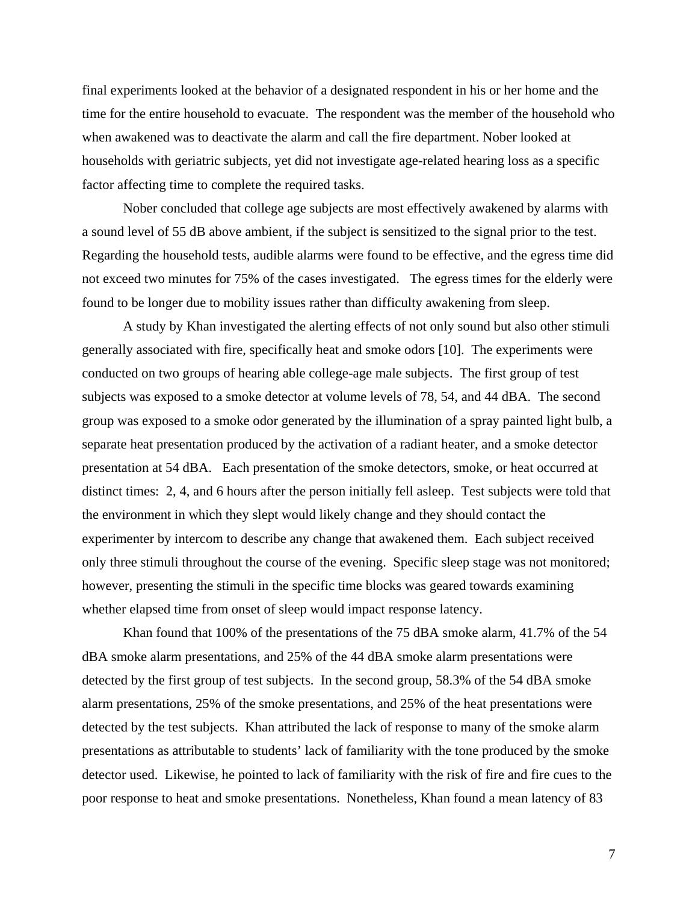final experiments looked at the behavior of a designated respondent in his or her home and the time for the entire household to evacuate. The respondent was the member of the household who when awakened was to deactivate the alarm and call the fire department. Nober looked at households with geriatric subjects, yet did not investigate age-related hearing loss as a specific factor affecting time to complete the required tasks.

Nober concluded that college age subjects are most effectively awakened by alarms with a sound level of 55 dB above ambient, if the subject is sensitized to the signal prior to the test. Regarding the household tests, audible alarms were found to be effective, and the egress time did not exceed two minutes for 75% of the cases investigated. The egress times for the elderly were found to be longer due to mobility issues rather than difficulty awakening from sleep.

A study by Khan investigated the alerting effects of not only sound but also other stimuli generally associated with fire, specifically heat and smoke odors [10]. The experiments were conducted on two groups of hearing able college-age male subjects. The first group of test subjects was exposed to a smoke detector at volume levels of 78, 54, and 44 dBA. The second group was exposed to a smoke odor generated by the illumination of a spray painted light bulb, a separate heat presentation produced by the activation of a radiant heater, and a smoke detector presentation at 54 dBA. Each presentation of the smoke detectors, smoke, or heat occurred at distinct times: 2, 4, and 6 hours after the person initially fell asleep. Test subjects were told that the environment in which they slept would likely change and they should contact the experimenter by intercom to describe any change that awakened them. Each subject received only three stimuli throughout the course of the evening. Specific sleep stage was not monitored; however, presenting the stimuli in the specific time blocks was geared towards examining whether elapsed time from onset of sleep would impact response latency.

Khan found that 100% of the presentations of the 75 dBA smoke alarm, 41.7% of the 54 dBA smoke alarm presentations, and 25% of the 44 dBA smoke alarm presentations were detected by the first group of test subjects. In the second group, 58.3% of the 54 dBA smoke alarm presentations, 25% of the smoke presentations, and 25% of the heat presentations were detected by the test subjects. Khan attributed the lack of response to many of the smoke alarm presentations as attributable to students' lack of familiarity with the tone produced by the smoke detector used. Likewise, he pointed to lack of familiarity with the risk of fire and fire cues to the poor response to heat and smoke presentations. Nonetheless, Khan found a mean latency of 83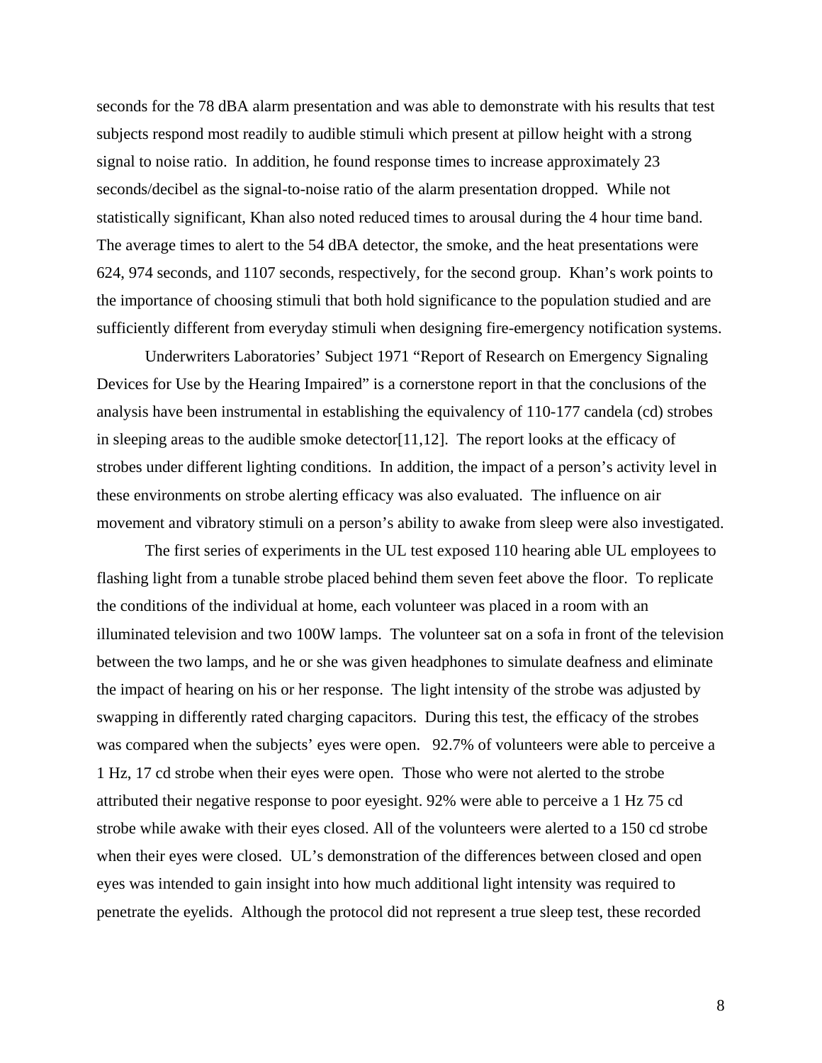seconds for the 78 dBA alarm presentation and was able to demonstrate with his results that test subjects respond most readily to audible stimuli which present at pillow height with a strong signal to noise ratio. In addition, he found response times to increase approximately 23 seconds/decibel as the signal-to-noise ratio of the alarm presentation dropped. While not statistically significant, Khan also noted reduced times to arousal during the 4 hour time band. The average times to alert to the 54 dBA detector, the smoke, and the heat presentations were 624, 974 seconds, and 1107 seconds, respectively, for the second group. Khan's work points to the importance of choosing stimuli that both hold significance to the population studied and are sufficiently different from everyday stimuli when designing fire-emergency notification systems.

Underwriters Laboratories' Subject 1971 "Report of Research on Emergency Signaling Devices for Use by the Hearing Impaired" is a cornerstone report in that the conclusions of the analysis have been instrumental in establishing the equivalency of 110-177 candela (cd) strobes in sleeping areas to the audible smoke detector[11,12]. The report looks at the efficacy of strobes under different lighting conditions. In addition, the impact of a person's activity level in these environments on strobe alerting efficacy was also evaluated. The influence on air movement and vibratory stimuli on a person's ability to awake from sleep were also investigated.

The first series of experiments in the UL test exposed 110 hearing able UL employees to flashing light from a tunable strobe placed behind them seven feet above the floor. To replicate the conditions of the individual at home, each volunteer was placed in a room with an illuminated television and two 100W lamps. The volunteer sat on a sofa in front of the television between the two lamps, and he or she was given headphones to simulate deafness and eliminate the impact of hearing on his or her response. The light intensity of the strobe was adjusted by swapping in differently rated charging capacitors. During this test, the efficacy of the strobes was compared when the subjects' eyes were open. 92.7% of volunteers were able to perceive a 1 Hz, 17 cd strobe when their eyes were open. Those who were not alerted to the strobe attributed their negative response to poor eyesight. 92% were able to perceive a 1 Hz 75 cd strobe while awake with their eyes closed. All of the volunteers were alerted to a 150 cd strobe when their eyes were closed. UL's demonstration of the differences between closed and open eyes was intended to gain insight into how much additional light intensity was required to penetrate the eyelids. Although the protocol did not represent a true sleep test, these recorded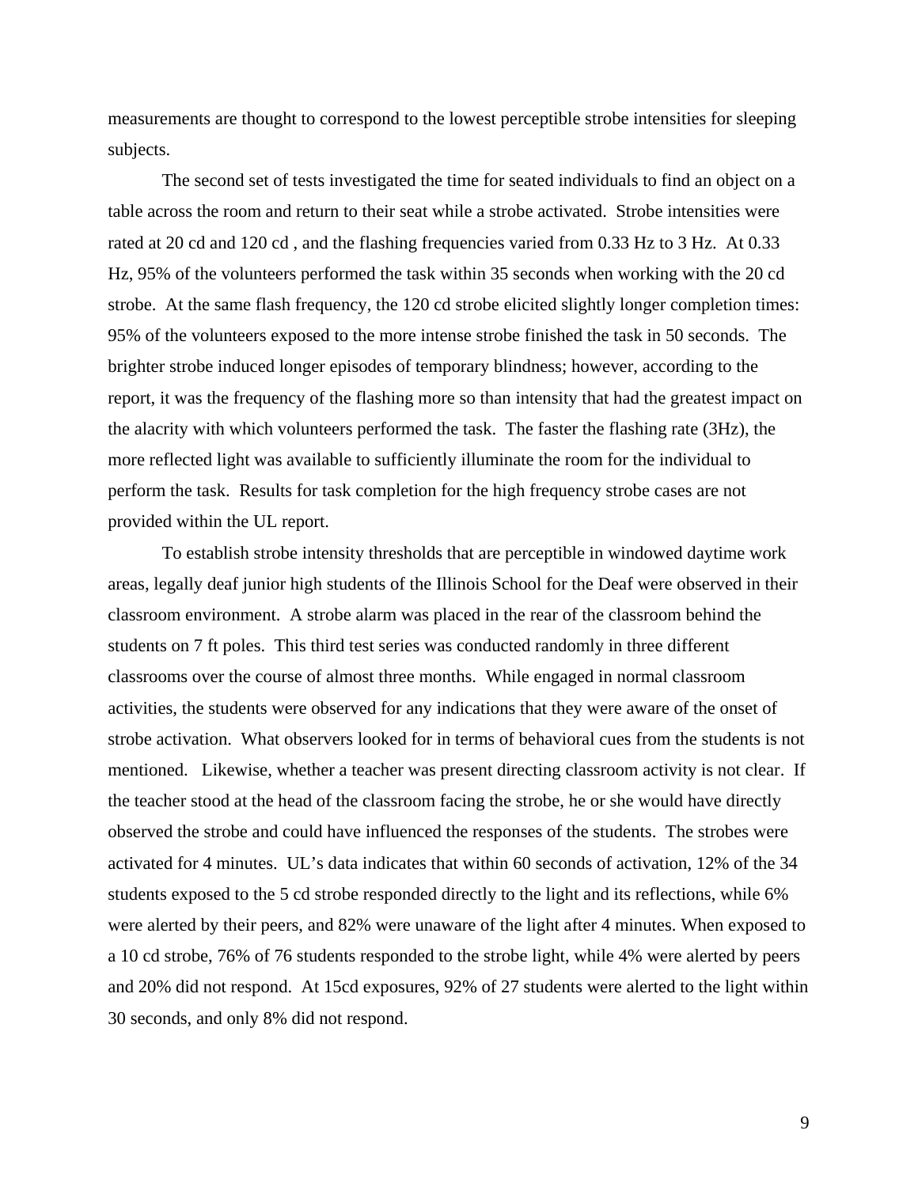measurements are thought to correspond to the lowest perceptible strobe intensities for sleeping subjects.

The second set of tests investigated the time for seated individuals to find an object on a table across the room and return to their seat while a strobe activated. Strobe intensities were rated at 20 cd and 120 cd , and the flashing frequencies varied from 0.33 Hz to 3 Hz. At 0.33 Hz, 95% of the volunteers performed the task within 35 seconds when working with the 20 cd strobe. At the same flash frequency, the 120 cd strobe elicited slightly longer completion times: 95% of the volunteers exposed to the more intense strobe finished the task in 50 seconds. The brighter strobe induced longer episodes of temporary blindness; however, according to the report, it was the frequency of the flashing more so than intensity that had the greatest impact on the alacrity with which volunteers performed the task. The faster the flashing rate (3Hz), the more reflected light was available to sufficiently illuminate the room for the individual to perform the task. Results for task completion for the high frequency strobe cases are not provided within the UL report.

To establish strobe intensity thresholds that are perceptible in windowed daytime work areas, legally deaf junior high students of the Illinois School for the Deaf were observed in their classroom environment. A strobe alarm was placed in the rear of the classroom behind the students on 7 ft poles. This third test series was conducted randomly in three different classrooms over the course of almost three months. While engaged in normal classroom activities, the students were observed for any indications that they were aware of the onset of strobe activation. What observers looked for in terms of behavioral cues from the students is not mentioned. Likewise, whether a teacher was present directing classroom activity is not clear. If the teacher stood at the head of the classroom facing the strobe, he or she would have directly observed the strobe and could have influenced the responses of the students. The strobes were activated for 4 minutes. UL's data indicates that within 60 seconds of activation, 12% of the 34 students exposed to the 5 cd strobe responded directly to the light and its reflections, while 6% were alerted by their peers, and 82% were unaware of the light after 4 minutes. When exposed to a 10 cd strobe, 76% of 76 students responded to the strobe light, while 4% were alerted by peers and 20% did not respond. At 15cd exposures, 92% of 27 students were alerted to the light within 30 seconds, and only 8% did not respond.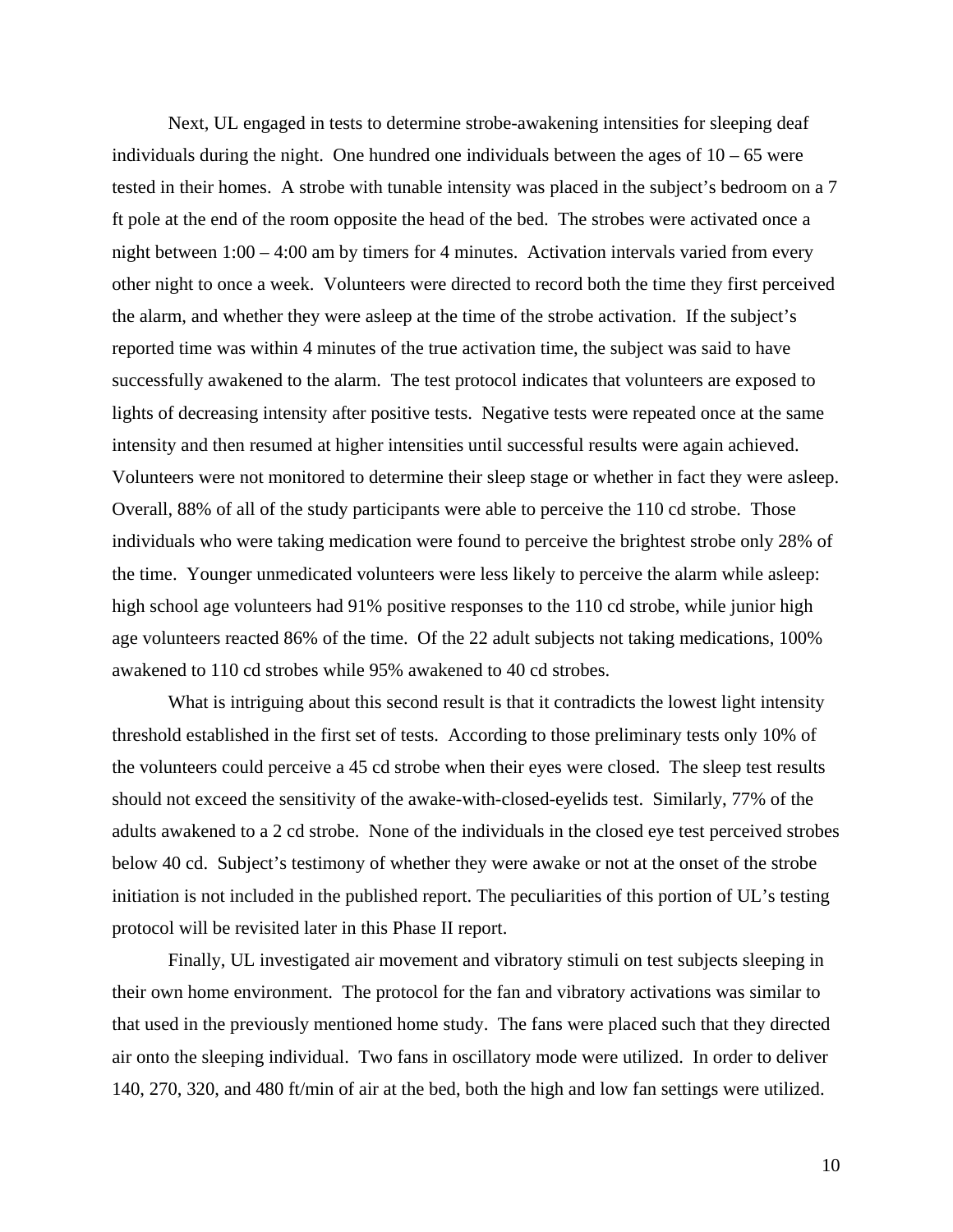Next, UL engaged in tests to determine strobe-awakening intensities for sleeping deaf individuals during the night. One hundred one individuals between the ages of 10 – 65 were tested in their homes. A strobe with tunable intensity was placed in the subject's bedroom on a 7 ft pole at the end of the room opposite the head of the bed. The strobes were activated once a night between 1:00 – 4:00 am by timers for 4 minutes. Activation intervals varied from every other night to once a week. Volunteers were directed to record both the time they first perceived the alarm, and whether they were asleep at the time of the strobe activation. If the subject's reported time was within 4 minutes of the true activation time, the subject was said to have successfully awakened to the alarm. The test protocol indicates that volunteers are exposed to lights of decreasing intensity after positive tests. Negative tests were repeated once at the same intensity and then resumed at higher intensities until successful results were again achieved. Volunteers were not monitored to determine their sleep stage or whether in fact they were asleep. Overall, 88% of all of the study participants were able to perceive the 110 cd strobe. Those individuals who were taking medication were found to perceive the brightest strobe only 28% of the time. Younger unmedicated volunteers were less likely to perceive the alarm while asleep: high school age volunteers had 91% positive responses to the 110 cd strobe, while junior high age volunteers reacted 86% of the time. Of the 22 adult subjects not taking medications, 100% awakened to 110 cd strobes while 95% awakened to 40 cd strobes.

What is intriguing about this second result is that it contradicts the lowest light intensity threshold established in the first set of tests. According to those preliminary tests only 10% of the volunteers could perceive a 45 cd strobe when their eyes were closed. The sleep test results should not exceed the sensitivity of the awake-with-closed-eyelids test. Similarly, 77% of the adults awakened to a 2 cd strobe. None of the individuals in the closed eye test perceived strobes below 40 cd. Subject's testimony of whether they were awake or not at the onset of the strobe initiation is not included in the published report. The peculiarities of this portion of UL's testing protocol will be revisited later in this Phase II report.

Finally, UL investigated air movement and vibratory stimuli on test subjects sleeping in their own home environment. The protocol for the fan and vibratory activations was similar to that used in the previously mentioned home study. The fans were placed such that they directed air onto the sleeping individual. Two fans in oscillatory mode were utilized. In order to deliver 140, 270, 320, and 480 ft/min of air at the bed, both the high and low fan settings were utilized.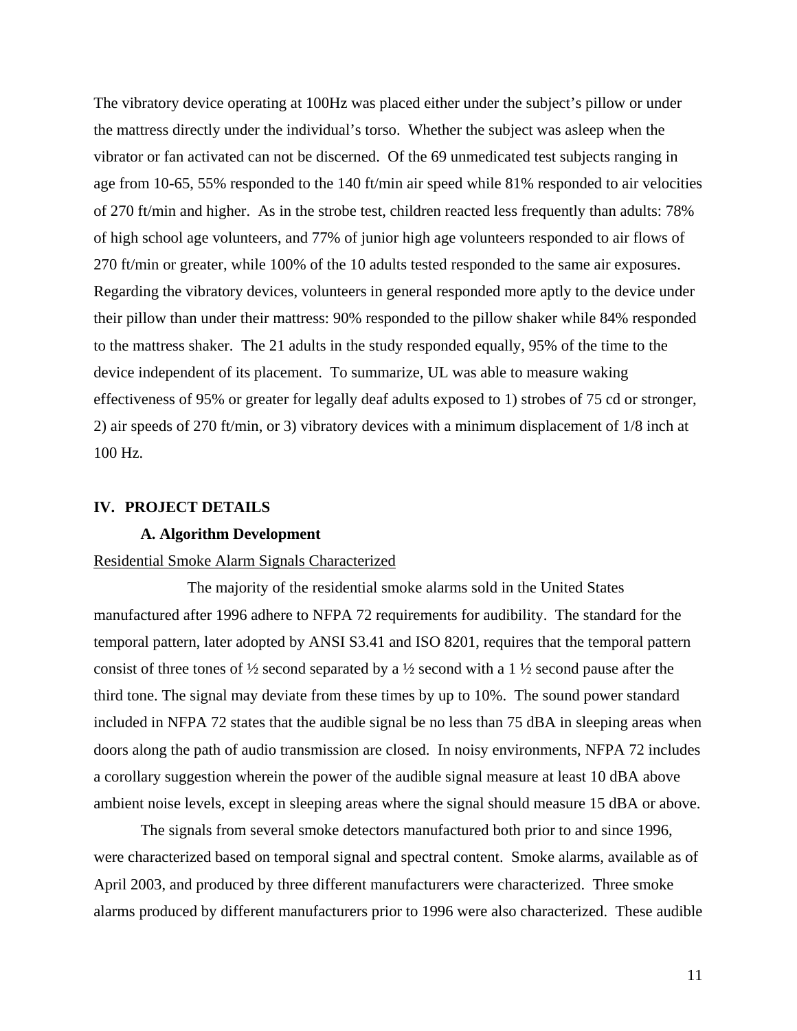The vibratory device operating at 100Hz was placed either under the subject's pillow or under the mattress directly under the individual's torso. Whether the subject was asleep when the vibrator or fan activated can not be discerned. Of the 69 unmedicated test subjects ranging in age from 10-65, 55% responded to the 140 ft/min air speed while 81% responded to air velocities of 270 ft/min and higher. As in the strobe test, children reacted less frequently than adults: 78% of high school age volunteers, and 77% of junior high age volunteers responded to air flows of 270 ft/min or greater, while 100% of the 10 adults tested responded to the same air exposures. Regarding the vibratory devices, volunteers in general responded more aptly to the device under their pillow than under their mattress: 90% responded to the pillow shaker while 84% responded to the mattress shaker. The 21 adults in the study responded equally, 95% of the time to the device independent of its placement. To summarize, UL was able to measure waking effectiveness of 95% or greater for legally deaf adults exposed to 1) strobes of 75 cd or stronger, 2) air speeds of 270 ft/min, or 3) vibratory devices with a minimum displacement of 1/8 inch at 100 Hz.

## IV. PROJECT DETAILS

### A. Algorithm Development

Residential Smoke Alarm Signals Characterized

The majority of the residential smoke alarms sold in the United States manufactured after 1996 adhere to NFPA 72 requirements for audibility. The standard for the temporal pattern, later adopted by ANSI S3.41 and ISO 8201, requires that the temporal pattern consist of three tones of ½ second separated by a ½ second with a 1 ½ second pause after the third tone. The signal may deviate from these times by up to 10%. The sound power standard included in NFPA 72 states that the audible signal be no less than 75 dBA in sleeping areas when doors along the path of audio transmission are closed. In noisy environments, NFPA 72 includes a corollary suggestion wherein the power of the audible signal measure at least 10 dBA above ambient noise levels, except in sleeping areas where the signal should measure 15 dBA or above.

The signals from several smoke detectors manufactured both prior to and since 1996, were characterized based on temporal signal and spectral content. Smoke alarms, available as of April 2003, and produced by three different manufacturers were characterized. Three smoke alarms produced by different manufacturers prior to 1996 were also characterized. These audible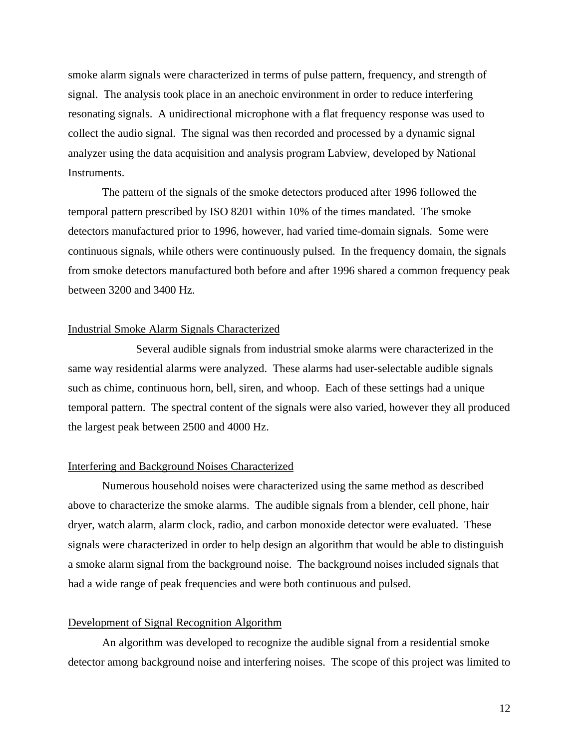smoke alarm signals were characterized in terms of pulse pattern, frequency, and strength of signal. The analysis took place in an anechoic environment in order to reduce interfering resonating signals. A unidirectional microphone with a flat frequency response was used to collect the audio signal. The signal was then recorded and processed by a dynamic signal analyzer using the data acquisition and analysis program Labview, developed by National Instruments.

The pattern of the signals of the smoke detectors produced after 1996 followed the temporal pattern prescribed by ISO 8201 within 10% of the times mandated. The smoke detectors manufactured prior to 1996, however, had varied time-domain signals. Some were continuous signals, while others were continuously pulsed. In the frequency domain, the signals from smoke detectors manufactured both before and after 1996 shared a common frequency peak between 3200 and 3400 Hz.

### Industrial Smoke Alarm Signals Characterized

Several audible signals from industrial smoke alarms were characterized in the same way residential alarms were analyzed. These alarms had user-selectable audible signals such as chime, continuous horn, bell, siren, and whoop. Each of these settings had a unique temporal pattern. The spectral content of the signals were also varied, however they all produced the largest peak between 2500 and 4000 Hz.

### Interfering and Background Noises Characterized

Numerous household noises were characterized using the same method as described above to characterize the smoke alarms. The audible signals from a blender, cell phone, hair dryer, watch alarm, alarm clock, radio, and carbon monoxide detector were evaluated. These signals were characterized in order to help design an algorithm that would be able to distinguish a smoke alarm signal from the background noise. The background noises included signals that had a wide range of peak frequencies and were both continuous and pulsed.

### Development of Signal Recognition Algorithm

An algorithm was developed to recognize the audible signal from a residential smoke detector among background noise and interfering noises. The scope of this project was limited to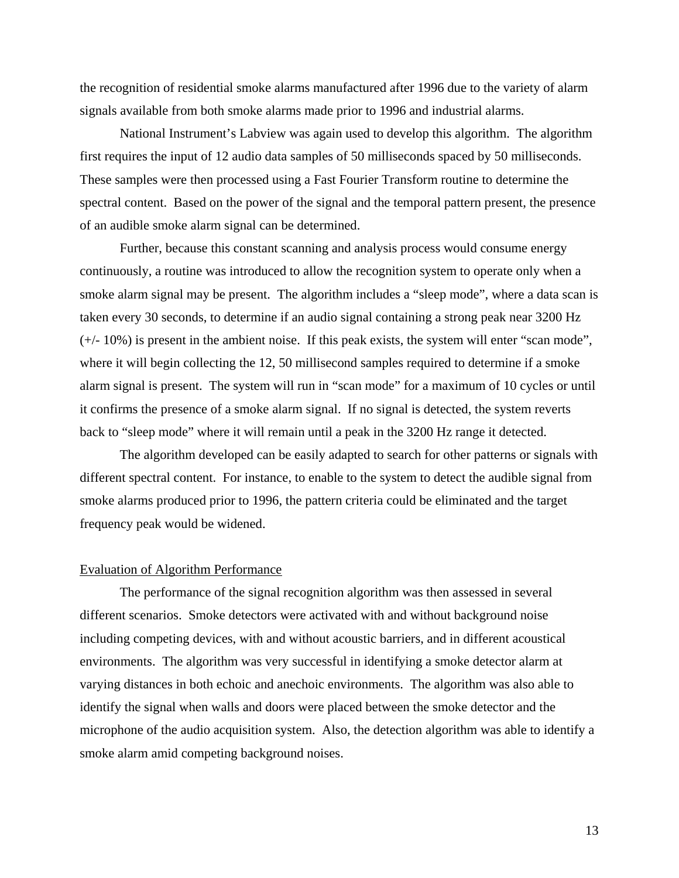the recognition of residential smoke alarms manufactured after 1996 due to the variety of alarm signals available from both smoke alarms made prior to 1996 and industrial alarms.

National Instrument's Labview was again used to develop this algorithm. The algorithm first requires the input of 12 audio data samples of 50 milliseconds spaced by 50 milliseconds. These samples were then processed using a Fast Fourier Transform routine to determine the spectral content. Based on the power of the signal and the temporal pattern present, the presence of an audible smoke alarm signal can be determined.

Further, because this constant scanning and analysis process would consume energy continuously, a routine was introduced to allow the recognition system to operate only when a smoke alarm signal may be present. The algorithm includes a "sleep mode", where a data scan is taken every 30 seconds, to determine if an audio signal containing a strong peak near 3200 Hz (+/- 10%) is present in the ambient noise. If this peak exists, the system will enter "scan mode", where it will begin collecting the 12, 50 millisecond samples required to determine if a smoke alarm signal is present. The system will run in "scan mode" for a maximum of 10 cycles or until it confirms the presence of a smoke alarm signal. If no signal is detected, the system reverts back to "sleep mode" where it will remain until a peak in the 3200 Hz range it detected.

The algorithm developed can be easily adapted to search for other patterns or signals with different spectral content. For instance, to enable to the system to detect the audible signal from smoke alarms produced prior to 1996, the pattern criteria could be eliminated and the target frequency peak would be widened.

<u>Evaluation of Algorithm Performance</u>

The performance of the signal recognition algorithm was then assessed in several different scenarios. Smoke detectors were activated with and without background noise including competing devices, with and without acoustic barriers, and in different acoustical environments. The algorithm was very successful in identifying a smoke detector alarm at varying distances in both echoic and anechoic environments. The algorithm was also able to identify the signal when walls and doors were placed between the smoke detector and the microphone of the audio acquisition system. Also, the detection algorithm was able to identify a smoke alarm amid competing background noises.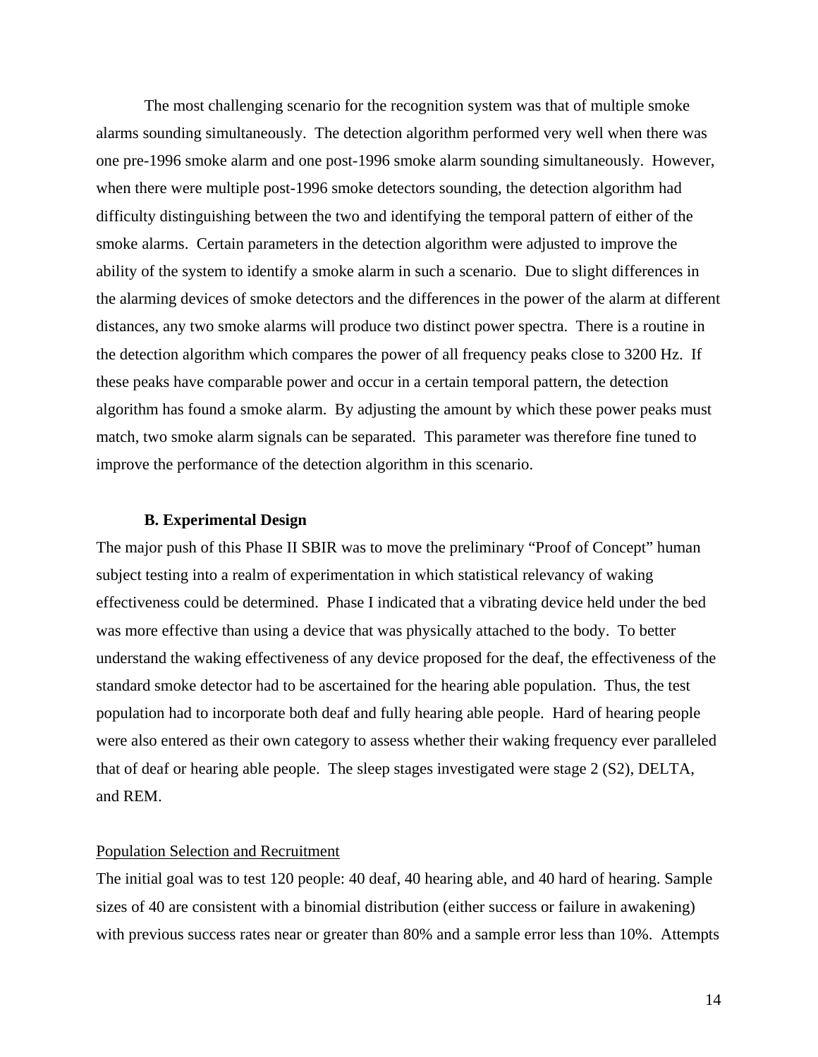The most challenging scenario for the recognition system was that of multiple smoke alarms sounding simultaneously. The detection algorithm performed very well when there was one pre-1996 smoke alarm and one post-1996 smoke alarm sounding simultaneously. However, when there were multiple post-1996 smoke detectors sounding, the detection algorithm had difficulty distinguishing between the two and identifying the temporal pattern of either of the smoke alarms. Certain parameters in the detection algorithm were adjusted to improve the ability of the system to identify a smoke alarm in such a scenario. Due to slight differences in the alarming devices of smoke detectors and the differences in the power of the alarm at different distances, any two smoke alarms will produce two distinct power spectra. There is a routine in the detection algorithm which compares the power of all frequency peaks close to 3200 Hz. If these peaks have comparable power and occur in a certain temporal pattern, the detection algorithm has found a smoke alarm. By adjusting the amount by which these power peaks must match, two smoke alarm signals can be separated. This parameter was therefore fine tuned to improve the performance of the detection algorithm in this scenario.

### B. Experimental Design

The major push of this Phase II SBIR was to move the preliminary "Proof of Concept" human subject testing into a realm of experimentation in which statistical relevancy of waking effectiveness could be determined. Phase I indicated that a vibrating device held under the bed was more effective than using a device that was physically attached to the body. To better understand the waking effectiveness of any device proposed for the deaf, the effectiveness of the standard smoke detector had to be ascertained for the hearing able population. Thus, the test population had to incorporate both deaf and fully hearing able people. Hard of hearing people were also entered as their own category to assess whether their waking frequency ever paralleled that of deaf or hearing able people. The sleep stages investigated were stage 2 (S2), DELTA, and REM.

<u>Population Selection and Recruitment</u>

The initial goal was to test 120 people: 40 deaf, 40 hearing able, and 40 hard of hearing. Sample sizes of 40 are consistent with a binomial distribution (either success or failure in awakening) with previous success rates near or greater than 80% and a sample error less than 10%. Attempts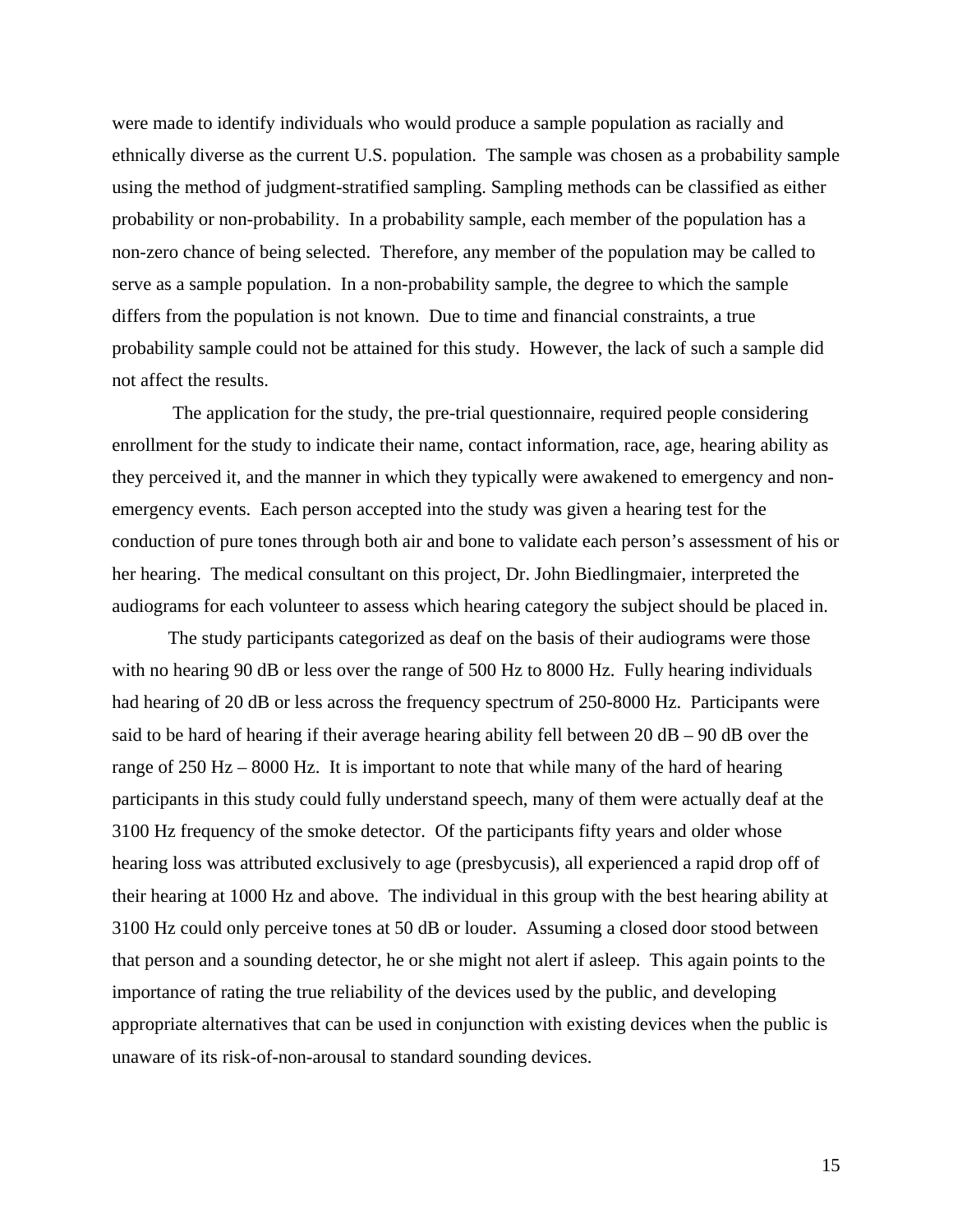were made to identify individuals who would produce a sample population as racially and ethnically diverse as the current U.S. population. The sample was chosen as a probability sample using the method of judgment-stratified sampling. Sampling methods can be classified as either probability or non-probability. In a probability sample, each member of the population has a non-zero chance of being selected. Therefore, any member of the population may be called to serve as a sample population. In a non-probability sample, the degree to which the sample differs from the population is not known. Due to time and financial constraints, a true probability sample could not be attained for this study. However, the lack of such a sample did not affect the results.

The application for the study, the pre-trial questionnaire, required people considering enrollment for the study to indicate their name, contact information, race, age, hearing ability as they perceived it, and the manner in which they typically were awakened to emergency and non-emergency events. Each person accepted into the study was given a hearing test for the conduction of pure tones through both air and bone to validate each person's assessment of his or her hearing. The medical consultant on this project, Dr. John Biedlingmaier, interpreted the audiograms for each volunteer to assess which hearing category the subject should be placed in.

The study participants categorized as deaf on the basis of their audiograms were those with no hearing 90 dB or less over the range of 500 Hz to 8000 Hz. Fully hearing individuals had hearing of 20 dB or less across the frequency spectrum of 250-8000 Hz. Participants were said to be hard of hearing if their average hearing ability fell between 20 dB – 90 dB over the range of 250 Hz – 8000 Hz. It is important to note that while many of the hard of hearing participants in this study could fully understand speech, many of them were actually deaf at the 3100 Hz frequency of the smoke detector. Of the participants fifty years and older whose hearing loss was attributed exclusively to age (presbycusis), all experienced a rapid drop off of their hearing at 1000 Hz and above. The individual in this group with the best hearing ability at 3100 Hz could only perceive tones at 50 dB or louder. Assuming a closed door stood between that person and a sounding detector, he or she might not alert if asleep. This again points to the importance of rating the true reliability of the devices used by the public, and developing appropriate alternatives that can be used in conjunction with existing devices when the public is unaware of its risk-of-non-arousal to standard sounding devices.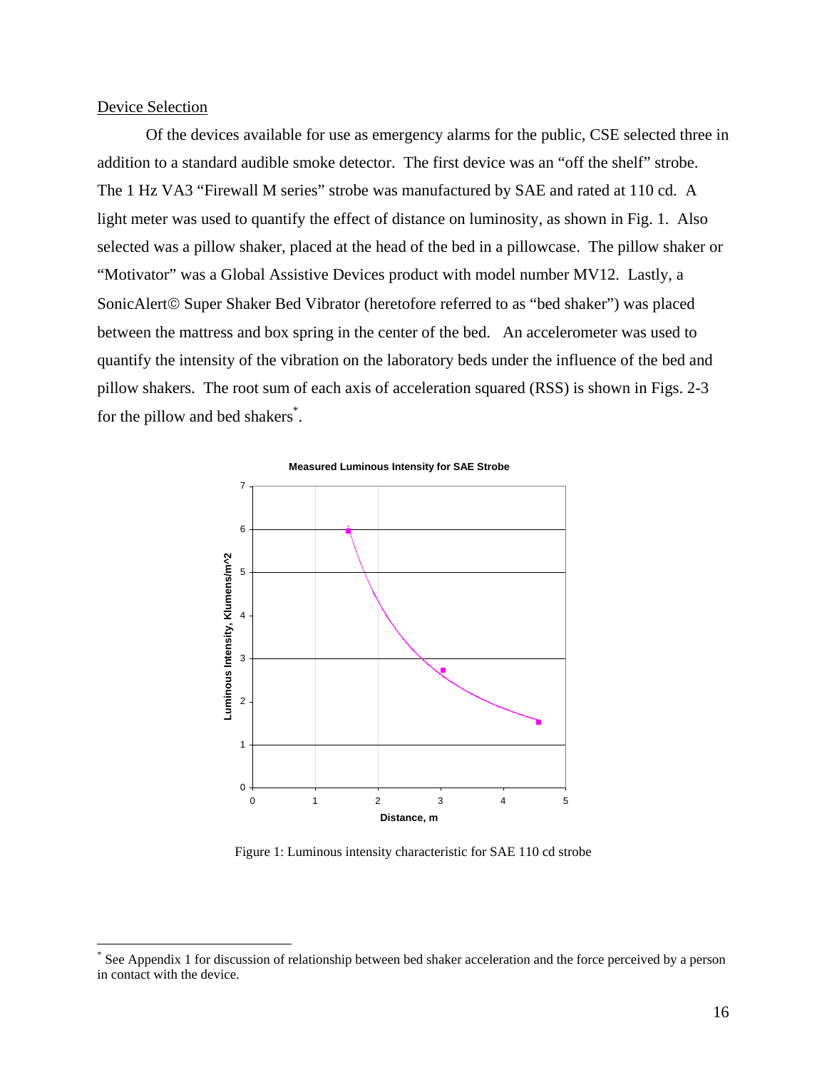Device Selection

Of the devices available for use as emergency alarms for the public, CSE selected three in addition to a standard audible smoke detector. The first device was an "off the shelf" strobe. The 1 Hz VA3 "Firewall M series" strobe was manufactured by SAE and rated at 110 cd. A light meter was used to quantify the effect of distance on luminosity, as shown in Fig. 1. Also selected was a pillow shaker, placed at the head of the bed in a pillowcase. The pillow shaker or "Motivator" was a Global Assistive Devices product with model number MV12. Lastly, a SonicAlert© Super Shaker Bed Vibrator (heretofore referred to as "bed shaker") was placed between the mattress and box spring in the center of the bed. An accelerometer was used to quantify the intensity of the vibration on the laboratory beds under the influence of the bed and pillow shakers. The root sum of each axis of acceleration squared (RSS) is shown in Figs. 2-3 for the pillow and bed shakers*.

Figure 1: Luminous intensity characteristic for SAE 110 cd strobe

* See Appendix 1 for discussion of relationship between bed shaker acceleration and the force perceived by a person in contact with the device.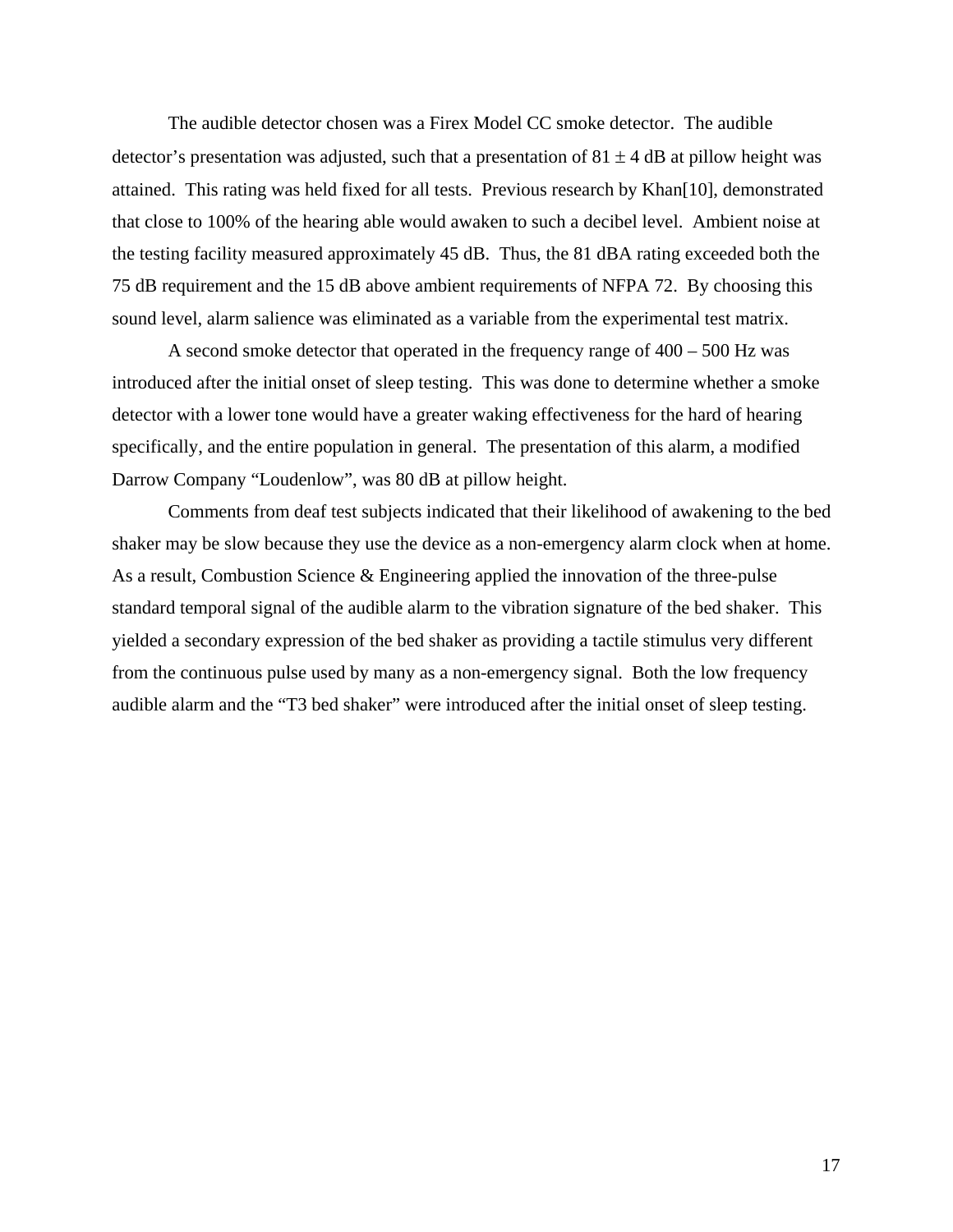The audible detector chosen was a Firex Model CC smoke detector. The audible detector's presentation was adjusted, such that a presentation of $81 \pm 4$ dB at pillow height was attained. This rating was held fixed for all tests. Previous research by Khan[10], demonstrated that close to 100% of the hearing able would awaken to such a decibel level. Ambient noise at the testing facility measured approximately 45 dB. Thus, the 81 dBA rating exceeded both the 75 dB requirement and the 15 dB above ambient requirements of NFPA 72. By choosing this sound level, alarm salience was eliminated as a variable from the experimental test matrix.

A second smoke detector that operated in the frequency range of 400 – 500 Hz was introduced after the initial onset of sleep testing. This was done to determine whether a smoke detector with a lower tone would have a greater waking effectiveness for the hard of hearing specifically, and the entire population in general. The presentation of this alarm, a modified Darrow Company "Loudenlow", was 80 dB at pillow height.

Comments from deaf test subjects indicated that their likelihood of awakening to the bed shaker may be slow because they use the device as a non-emergency alarm clock when at home. As a result, Combustion Science & Engineering applied the innovation of the three-pulse standard temporal signal of the audible alarm to the vibration signature of the bed shaker. This yielded a secondary expression of the bed shaker as providing a tactile stimulus very different from the continuous pulse used by many as a non-emergency signal. Both the low frequency audible alarm and the "T3 bed shaker" were introduced after the initial onset of sleep testing.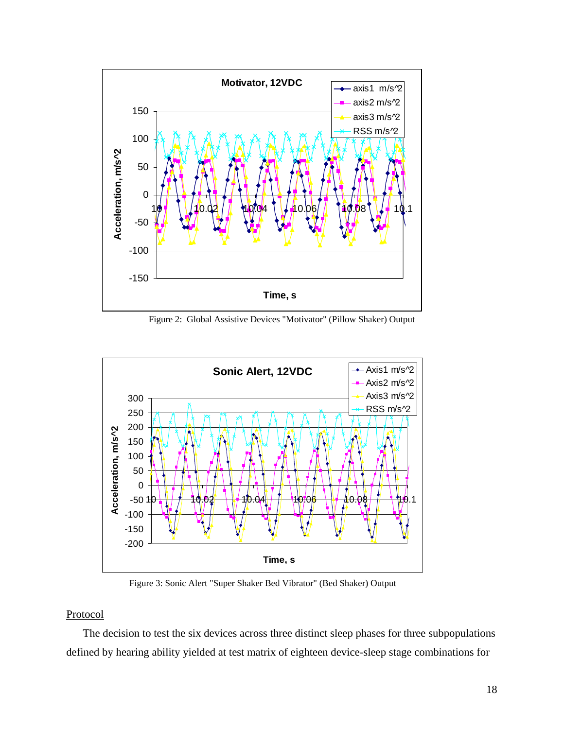Figure 2: Global Assistive Devices "Motivator" (Pillow Shaker) Output

Figure 3: Sonic Alert "Super Shaker Bed Vibrator" (Bed Shaker) Output

## Protocol

The decision to test the six devices across three distinct sleep phases for three subpopulations defined by hearing ability yielded at test matrix of eighteen device-sleep stage combinations for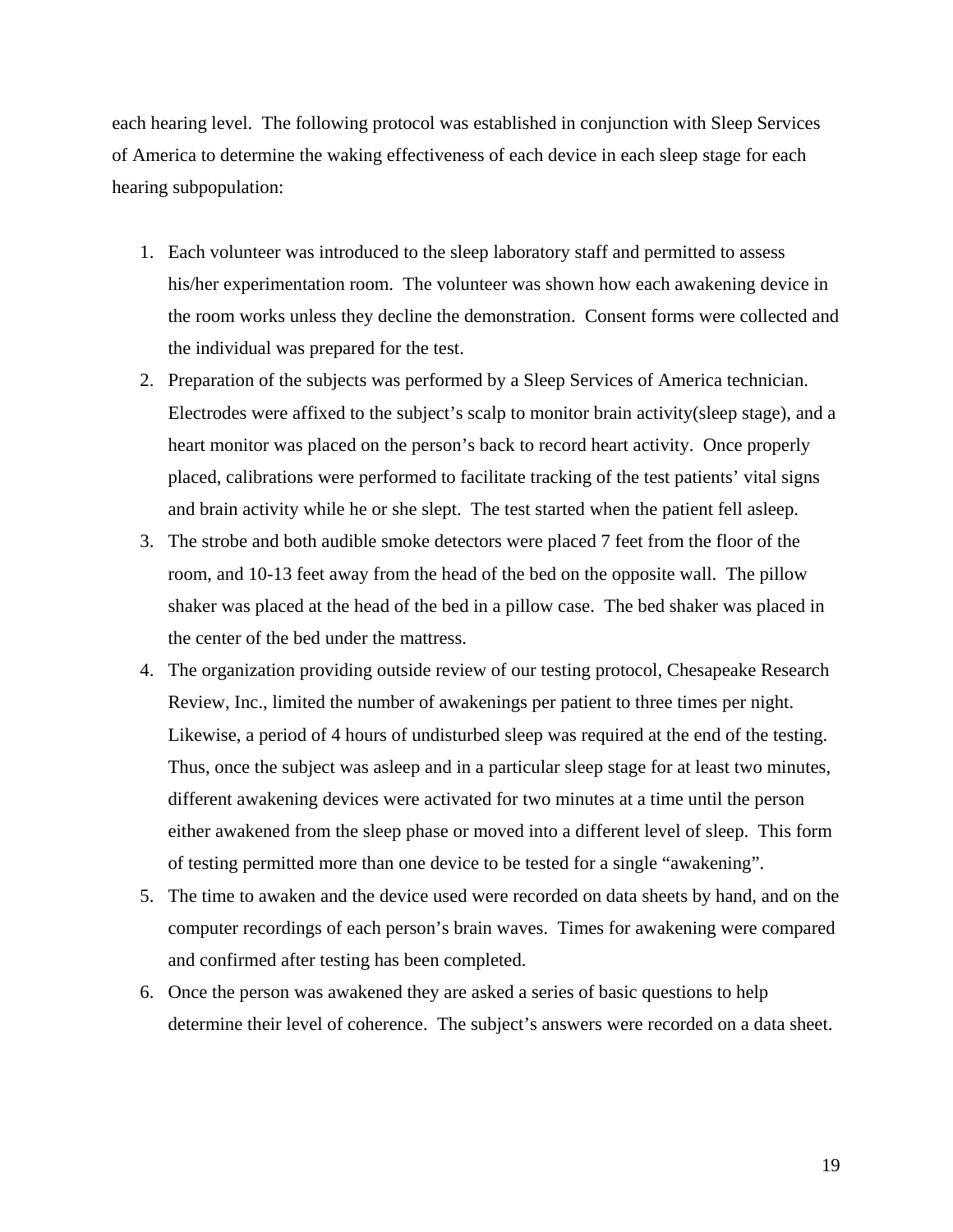each hearing level. The following protocol was established in conjunction with Sleep Services of America to determine the waking effectiveness of each device in each sleep stage for each hearing subpopulation:

1. Each volunteer was introduced to the sleep laboratory staff and permitted to assess his/her experimentation room. The volunteer was shown how each awakening device in the room works unless they decline the demonstration. Consent forms were collected and the individual was prepared for the test.
2. Preparation of the subjects was performed by a Sleep Services of America technician. Electrodes were affixed to the subject's scalp to monitor brain activity(sleep stage), and a heart monitor was placed on the person's back to record heart activity. Once properly placed, calibrations were performed to facilitate tracking of the test patients' vital signs and brain activity while he or she slept. The test started when the patient fell asleep.
3. The strobe and both audible smoke detectors were placed 7 feet from the floor of the room, and 10-13 feet away from the head of the bed on the opposite wall. The pillow shaker was placed at the head of the bed in a pillow case. The bed shaker was placed in the center of the bed under the mattress.
4. The organization providing outside review of our testing protocol, Chesapeake Research Review, Inc., limited the number of awakenings per patient to three times per night. Likewise, a period of 4 hours of undisturbed sleep was required at the end of the testing. Thus, once the subject was asleep and in a particular sleep stage for at least two minutes, different awakening devices were activated for two minutes at a time until the person either awakened from the sleep phase or moved into a different level of sleep. This form of testing permitted more than one device to be tested for a single "awakening".
5. The time to awaken and the device used were recorded on data sheets by hand, and on the computer recordings of each person's brain waves. Times for awakening were compared and confirmed after testing has been completed.
6. Once the person was awakened they are asked a series of basic questions to help determine their level of coherence. The subject's answers were recorded on a data sheet.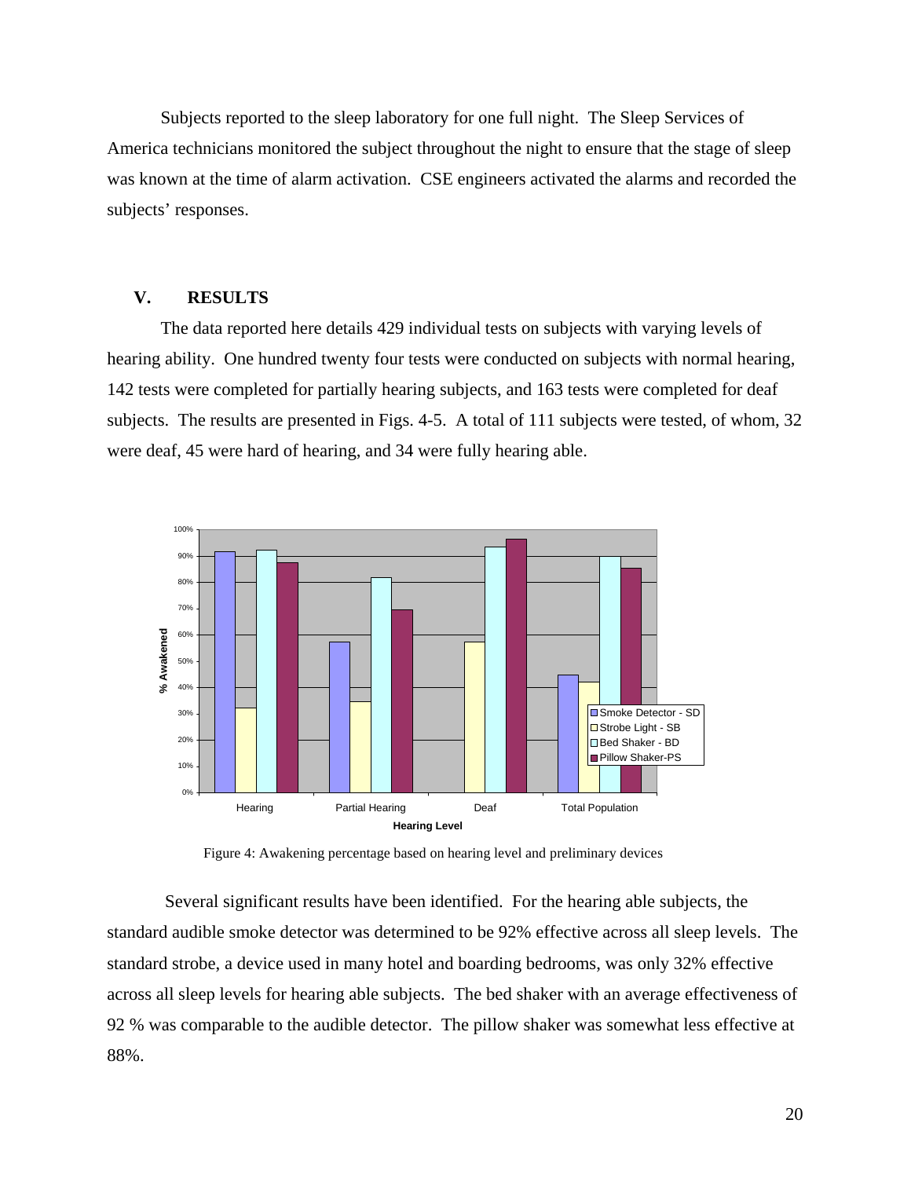Subjects reported to the sleep laboratory for one full night. The Sleep Services of America technicians monitored the subject throughout the night to ensure that the stage of sleep was known at the time of alarm activation. CSE engineers activated the alarms and recorded the subjects' responses.

## V. RESULTS

The data reported here details 429 individual tests on subjects with varying levels of hearing ability. One hundred twenty four tests were conducted on subjects with normal hearing, 142 tests were completed for partially hearing subjects, and 163 tests were completed for deaf subjects. The results are presented in Figs. 4-5. A total of 111 subjects were tested, of whom, 32 were deaf, 45 were hard of hearing, and 34 were fully hearing able.

Figure 4: Awakening percentage based on hearing level and preliminary devices

Several significant results have been identified. For the hearing able subjects, the standard audible smoke detector was determined to be 92% effective across all sleep levels. The standard strobe, a device used in many hotel and boarding bedrooms, was only 32% effective across all sleep levels for hearing able subjects. The bed shaker with an average effectiveness of 92 % was comparable to the audible detector. The pillow shaker was somewhat less effective at 88%.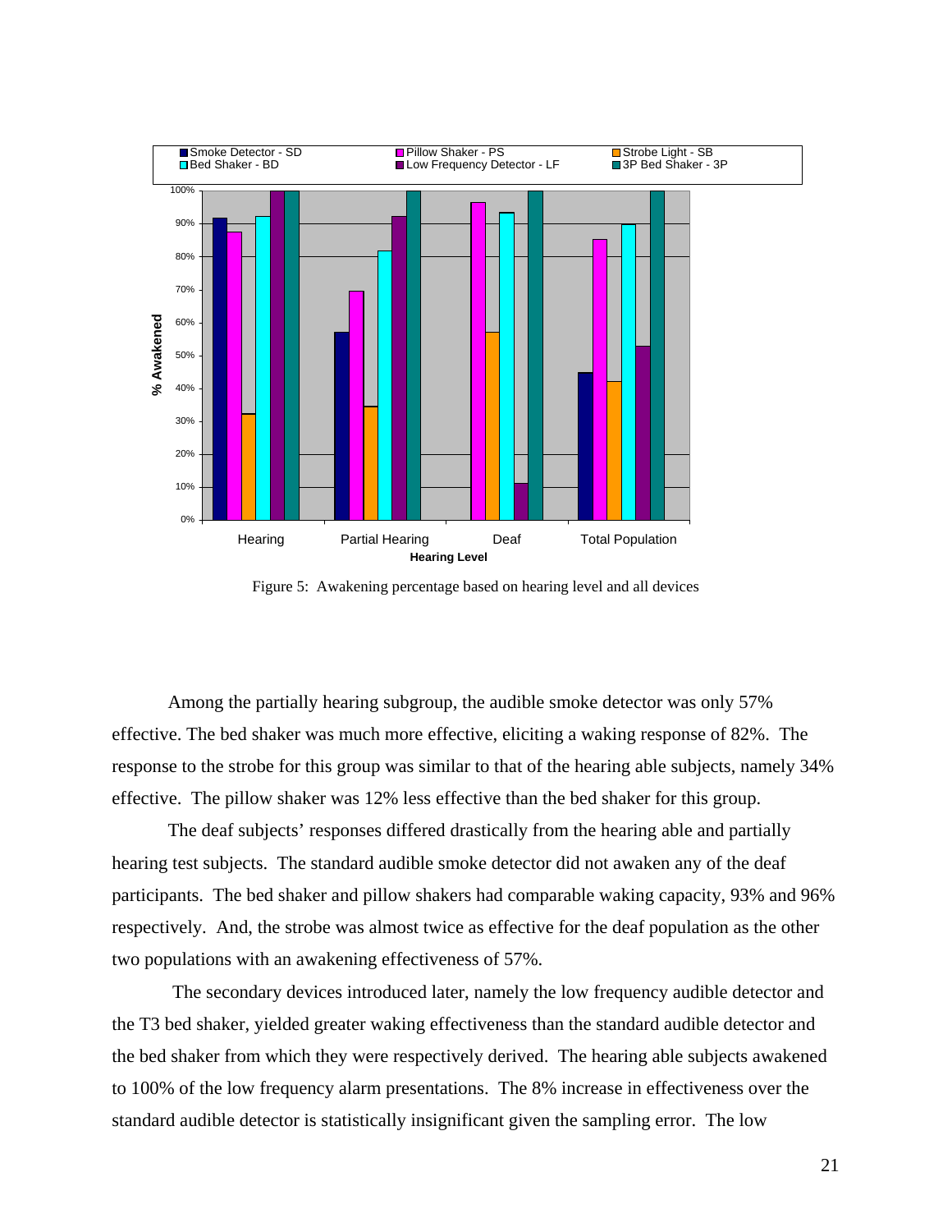Figure 5: Awakening percentage based on hearing level and all devices

Among the partially hearing subgroup, the audible smoke detector was only 57% effective. The bed shaker was much more effective, eliciting a waking response of 82%. The response to the strobe for this group was similar to that of the hearing able subjects, namely 34% effective. The pillow shaker was 12% less effective than the bed shaker for this group.

The deaf subjects' responses differed drastically from the hearing able and partially hearing test subjects. The standard audible smoke detector did not awaken any of the deaf participants. The bed shaker and pillow shakers had comparable waking capacity, 93% and 96% respectively. And, the strobe was almost twice as effective for the deaf population as the other two populations with an awakening effectiveness of 57%.

The secondary devices introduced later, namely the low frequency audible detector and the T3 bed shaker, yielded greater waking effectiveness than the standard audible detector and the bed shaker from which they were respectively derived. The hearing able subjects awakened to 100% of the low frequency alarm presentations. The 8% increase in effectiveness over the standard audible detector is statistically insignificant given the sampling error. The low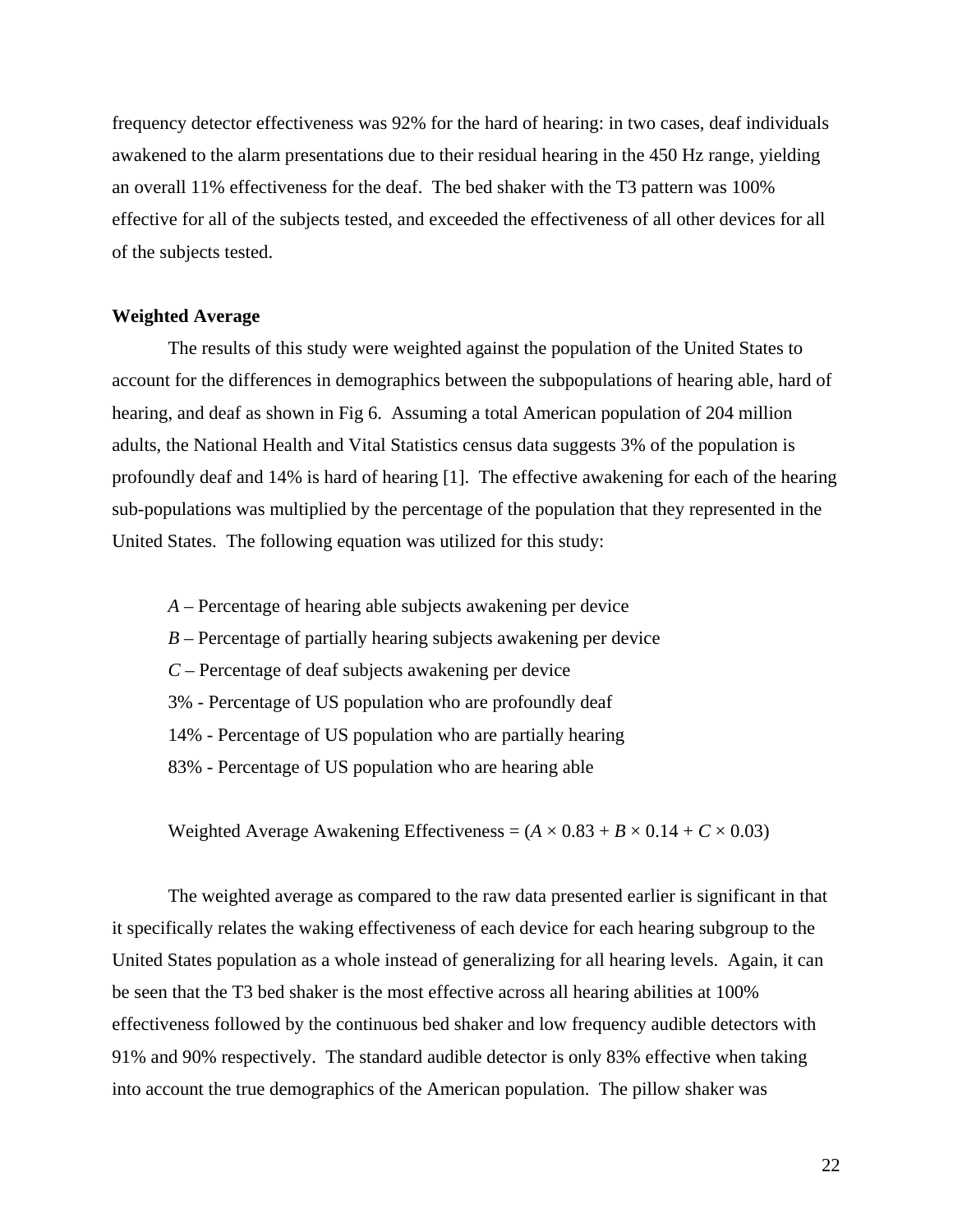frequency detector effectiveness was 92% for the hard of hearing: in two cases, deaf individuals awakened to the alarm presentations due to their residual hearing in the 450 Hz range, yielding an overall 11% effectiveness for the deaf. The bed shaker with the T3 pattern was 100% effective for all of the subjects tested, and exceeded the effectiveness of all other devices for all of the subjects tested.

**Weighted Average**

The results of this study were weighted against the population of the United States to account for the differences in demographics between the subpopulations of hearing able, hard of hearing, and deaf as shown in Fig 6. Assuming a total American population of 204 million adults, the National Health and Vital Statistics census data suggests 3% of the population is profoundly deaf and 14% is hard of hearing [1]. The effective awakening for each of the hearing sub-populations was multiplied by the percentage of the population that they represented in the United States. The following equation was utilized for this study:

$A$ – Percentage of hearing able subjects awakening per device
$B$ – Percentage of partially hearing subjects awakening per device
$C$ – Percentage of deaf subjects awakening per device
3% - Percentage of US population who are profoundly deaf
14% - Percentage of US population who are partially hearing
83% - Percentage of US population who are hearing able

$$\text{Weighted Average Awakening Effectiveness} = (A \times 0.83 + B \times 0.14 + C \times 0.03)$$

The weighted average as compared to the raw data presented earlier is significant in that it specifically relates the waking effectiveness of each device for each hearing subgroup to the United States population as a whole instead of generalizing for all hearing levels. Again, it can be seen that the T3 bed shaker is the most effective across all hearing abilities at 100% effectiveness followed by the continuous bed shaker and low frequency audible detectors with 91% and 90% respectively. The standard audible detector is only 83% effective when taking into account the true demographics of the American population. The pillow shaker was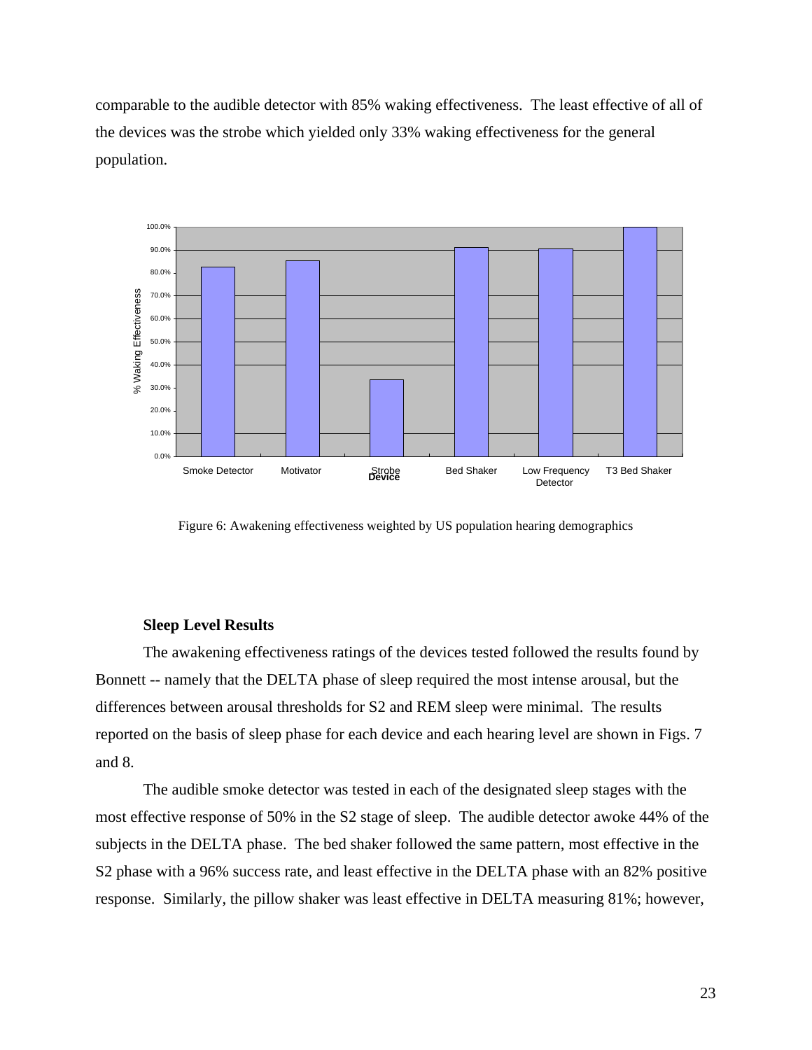comparable to the audible detector with 85% waking effectiveness. The least effective of all of the devices was the strobe which yielded only 33% waking effectiveness for the general population.

Figure 6: Awakening effectiveness weighted by US population hearing demographics

### Sleep Level Results

The awakening effectiveness ratings of the devices tested followed the results found by Bonnett -- namely that the DELTA phase of sleep required the most intense arousal, but the differences between arousal thresholds for S2 and REM sleep were minimal. The results reported on the basis of sleep phase for each device and each hearing level are shown in Figs. 7 and 8.

The audible smoke detector was tested in each of the designated sleep stages with the most effective response of 50% in the S2 stage of sleep. The audible detector awoke 44% of the subjects in the DELTA phase. The bed shaker followed the same pattern, most effective in the S2 phase with a 96% success rate, and least effective in the DELTA phase with an 82% positive response. Similarly, the pillow shaker was least effective in DELTA measuring 81%; however,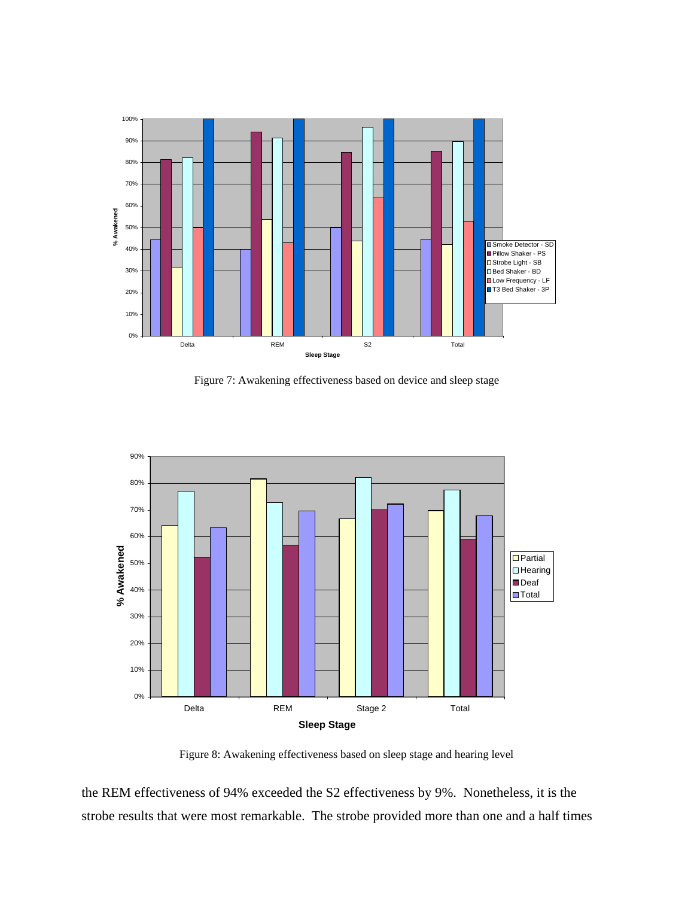Figure 7: Awakening effectiveness based on device and sleep stage

Figure 8: Awakening effectiveness based on sleep stage and hearing level

the REM effectiveness of 94% exceeded the S2 effectiveness by 9%. Nonetheless, it is the strobe results that were most remarkable. The strobe provided more than one and a half times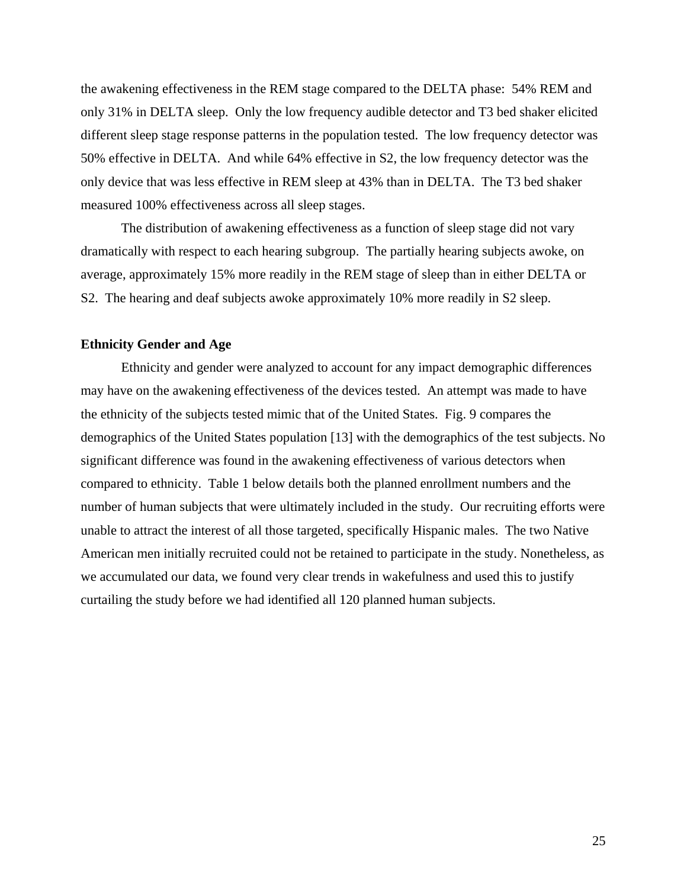the awakening effectiveness in the REM stage compared to the DELTA phase: 54% REM and only 31% in DELTA sleep. Only the low frequency audible detector and T3 bed shaker elicited different sleep stage response patterns in the population tested. The low frequency detector was 50% effective in DELTA. And while 64% effective in S2, the low frequency detector was the only device that was less effective in REM sleep at 43% than in DELTA. The T3 bed shaker measured 100% effectiveness across all sleep stages.

The distribution of awakening effectiveness as a function of sleep stage did not vary dramatically with respect to each hearing subgroup. The partially hearing subjects awoke, on average, approximately 15% more readily in the REM stage of sleep than in either DELTA or S2. The hearing and deaf subjects awoke approximately 10% more readily in S2 sleep.

### Ethnicity Gender and Age

Ethnicity and gender were analyzed to account for any impact demographic differences may have on the awakening effectiveness of the devices tested. An attempt was made to have the ethnicity of the subjects tested mimic that of the United States. Fig. 9 compares the demographics of the United States population [13] with the demographics of the test subjects. No significant difference was found in the awakening effectiveness of various detectors when compared to ethnicity. Table 1 below details both the planned enrollment numbers and the number of human subjects that were ultimately included in the study. Our recruiting efforts were unable to attract the interest of all those targeted, specifically Hispanic males. The two Native American men initially recruited could not be retained to participate in the study. Nonetheless, as we accumulated our data, we found very clear trends in wakefulness and used this to justify curtailing the study before we had identified all 120 planned human subjects.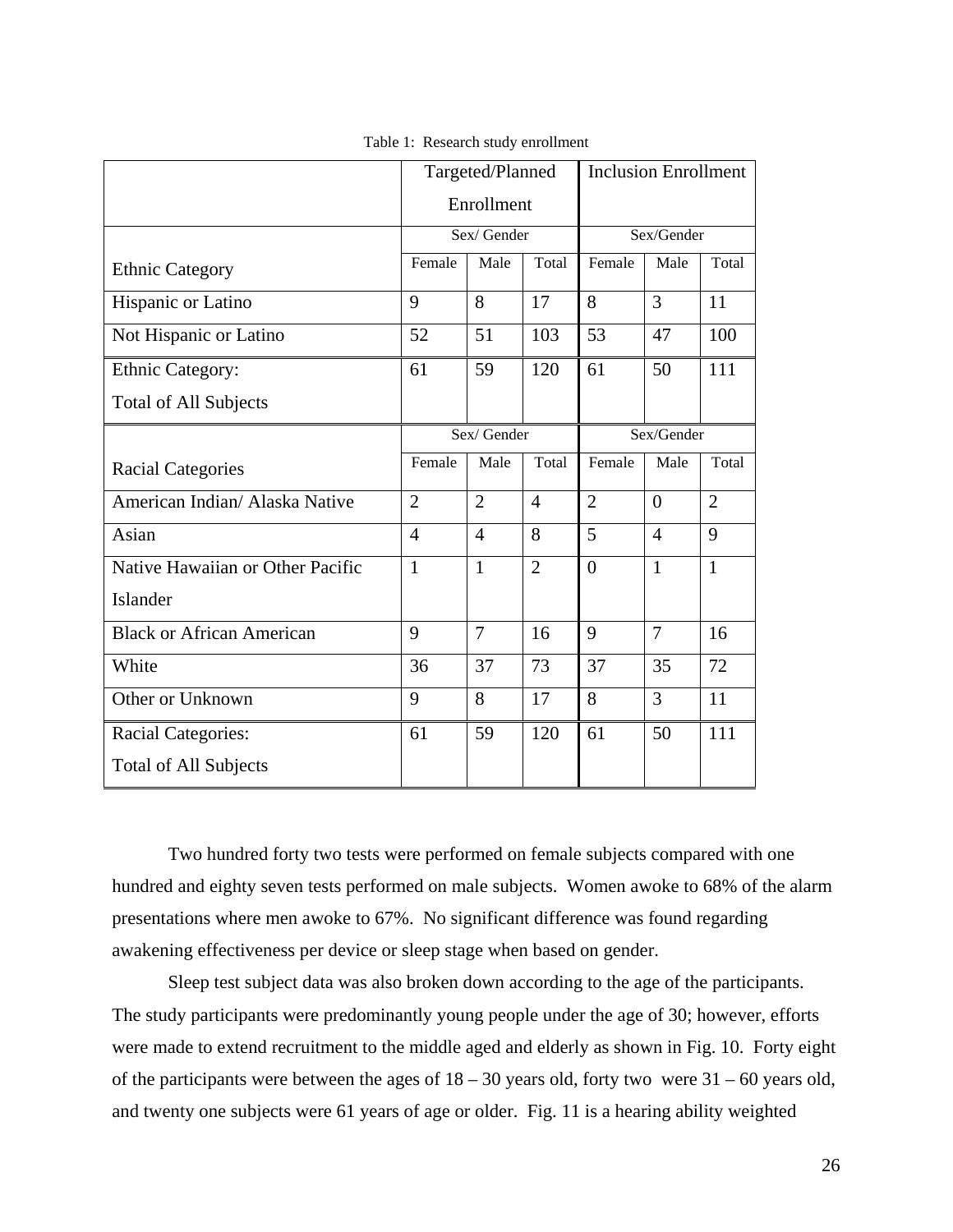Table 1: Research study enrollment

| | Targeted/Planned Enrollment | | | Inclusion Enrollment | | |
|---|---|---|---|---|---|---|
| | Sex/ Gender | | | Sex/Gender | | |
| Ethnic Category | Female | Male | Total | Female | Male | Total |
| Hispanic or Latino | 9 | 8 | 17 | 8 | 3 | 11 |
| Not Hispanic or Latino | 52 | 51 | 103 | 53 | 47 | 100 |
| Ethnic Category: Total of All Subjects | 61 | 59 | 120 | 61 | 50 | 111 |
| | Sex/ Gender | | | Sex/Gender | | |
| Racial Categories | Female | Male | Total | Female | Male | Total |
| American Indian/ Alaska Native | 2 | 2 | 4 | 2 | 0 | 2 |
| Asian | 4 | 4 | 8 | 5 | 4 | 9 |
| Native Hawaiian or Other Pacific Islander | 1 | 1 | 2 | 0 | 1 | 1 |
| Black or African American | 9 | 7 | 16 | 9 | 7 | 16 |
| White | 36 | 37 | 73 | 37 | 35 | 72 |
| Other or Unknown | 9 | 8 | 17 | 8 | 3 | 11 |
| Racial Categories: Total of All Subjects | 61 | 59 | 120 | 61 | 50 | 111 |

Two hundred forty two tests were performed on female subjects compared with one hundred and eighty seven tests performed on male subjects. Women awoke to 68% of the alarm presentations where men awoke to 67%. No significant difference was found regarding awakening effectiveness per device or sleep stage when based on gender.

Sleep test subject data was also broken down according to the age of the participants. The study participants were predominantly young people under the age of 30; however, efforts were made to extend recruitment to the middle aged and elderly as shown in Fig. 10. Forty eight of the participants were between the ages of 18 – 30 years old, forty two were 31 – 60 years old, and twenty one subjects were 61 years of age or older. Fig. 11 is a hearing ability weighted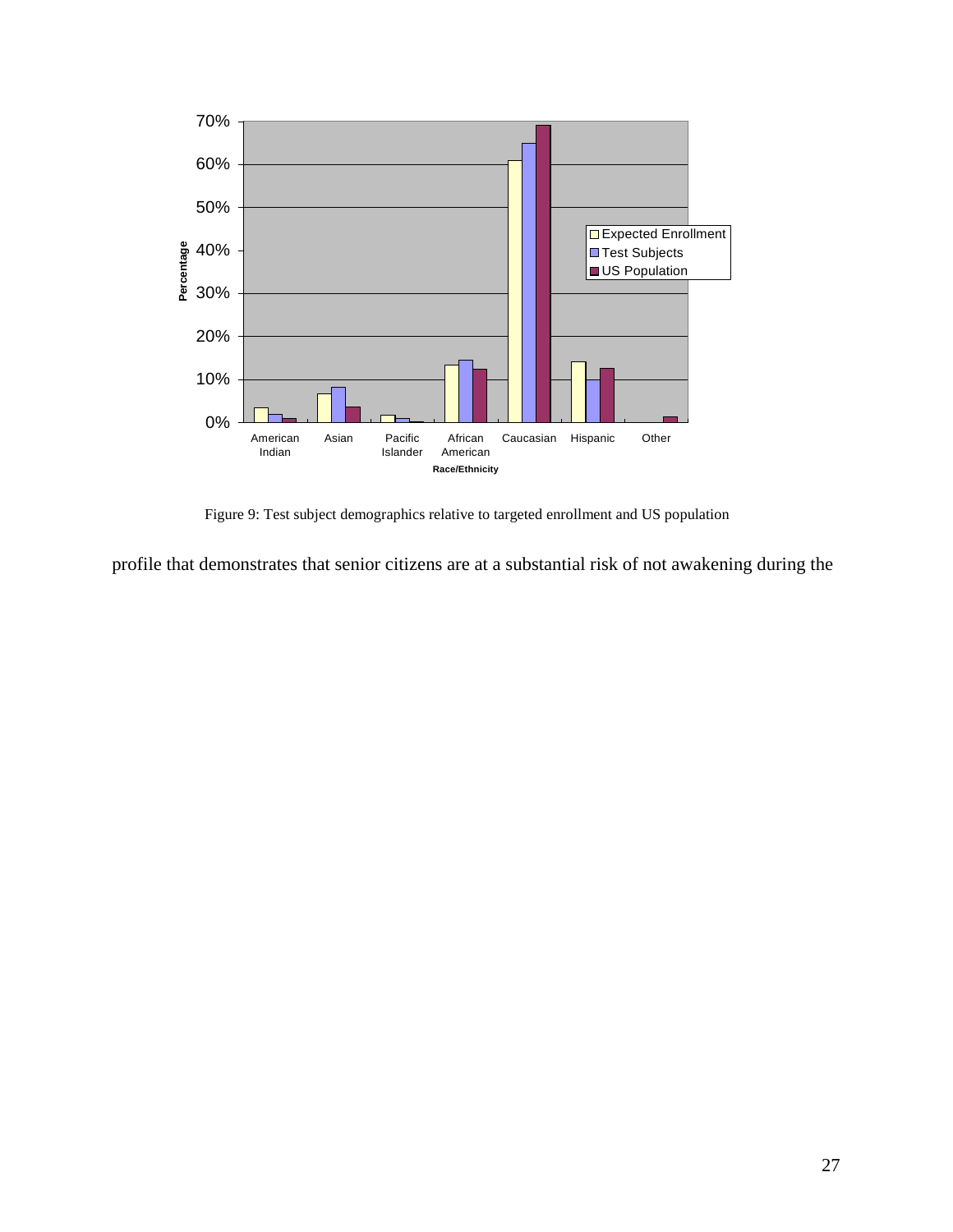Figure 9: Test subject demographics relative to targeted enrollment and US population

profile that demonstrates that senior citizens are at a substantial risk of not awakening during the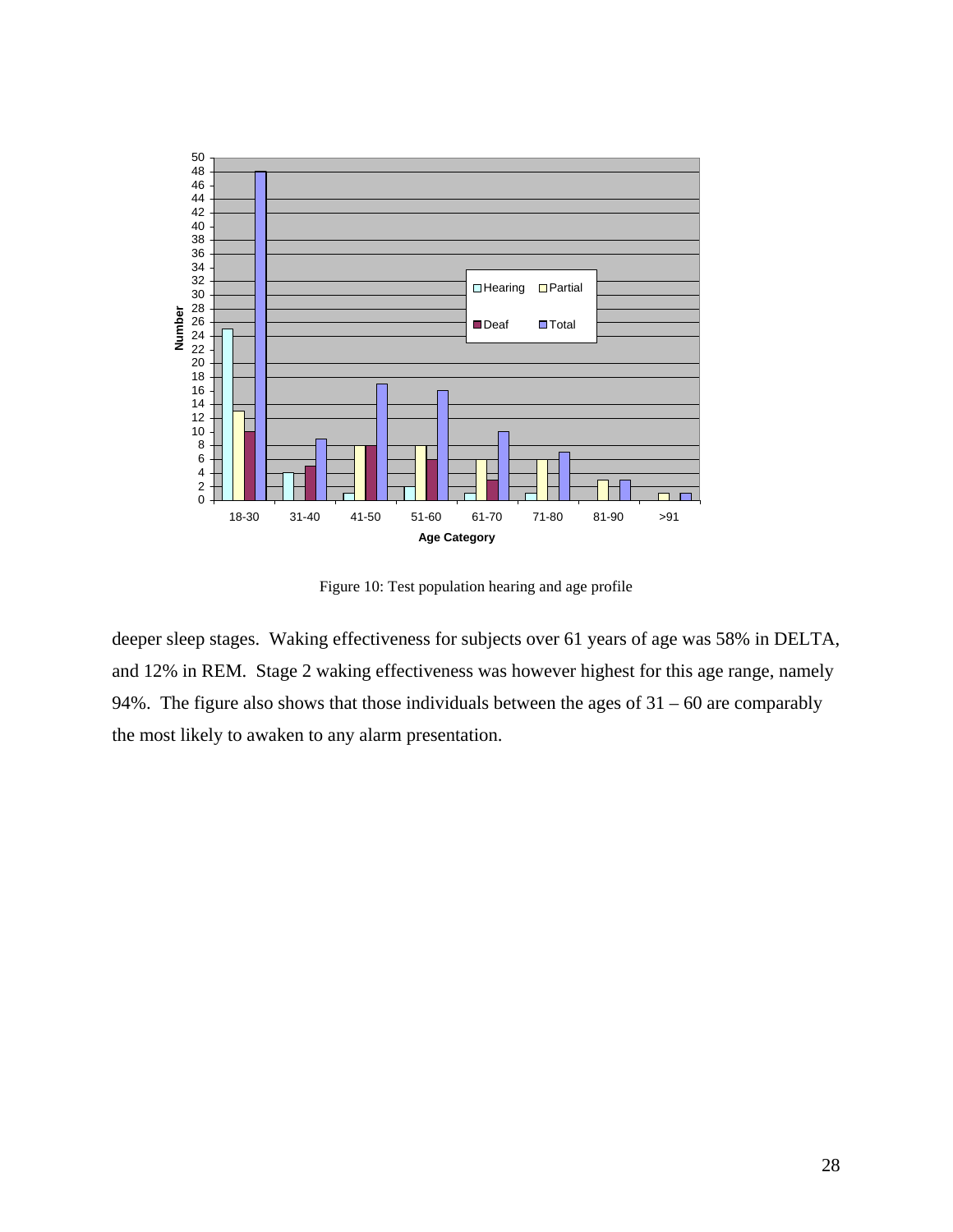Figure 10: Test population hearing and age profile

deeper sleep stages. Waking effectiveness for subjects over 61 years of age was 58% in DELTA, and 12% in REM. Stage 2 waking effectiveness was however highest for this age range, namely 94%. The figure also shows that those individuals between the ages of 31 – 60 are comparably the most likely to awaken to any alarm presentation.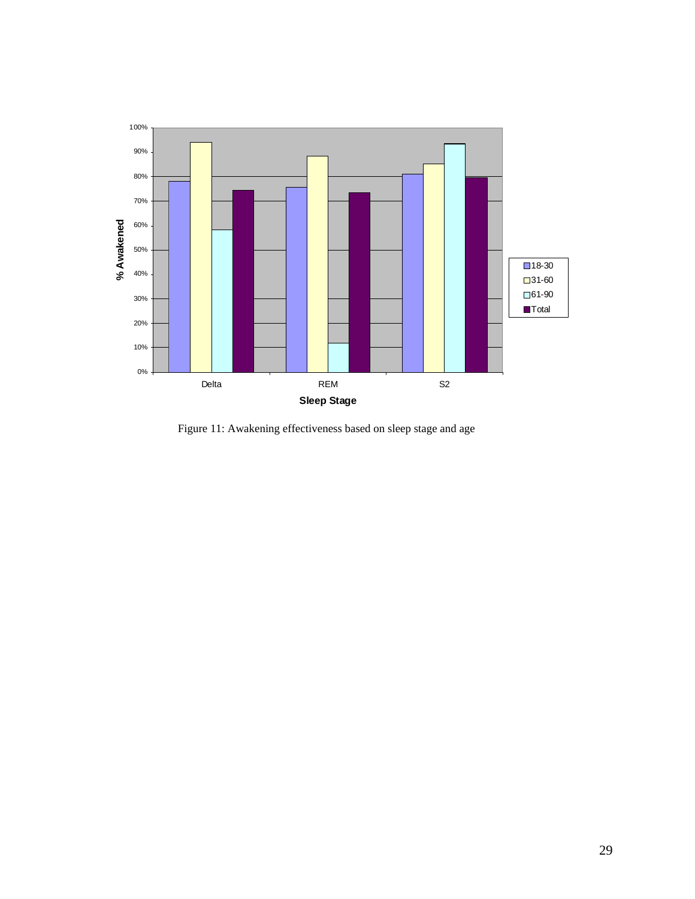Figure 11: Awakening effectiveness based on sleep stage and age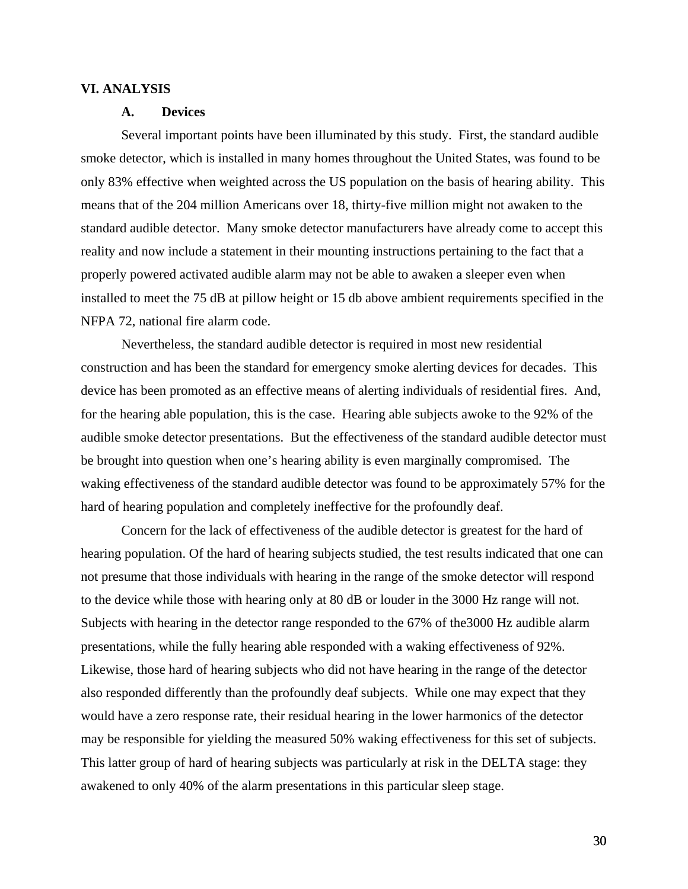## VI. ANALYSIS

### A. Devices

Several important points have been illuminated by this study. First, the standard audible smoke detector, which is installed in many homes throughout the United States, was found to be only 83% effective when weighted across the US population on the basis of hearing ability. This means that of the 204 million Americans over 18, thirty-five million might not awaken to the standard audible detector. Many smoke detector manufacturers have already come to accept this reality and now include a statement in their mounting instructions pertaining to the fact that a properly powered activated audible alarm may not be able to awaken a sleeper even when installed to meet the 75 dB at pillow height or 15 db above ambient requirements specified in the NFPA 72, national fire alarm code.

Nevertheless, the standard audible detector is required in most new residential construction and has been the standard for emergency smoke alerting devices for decades. This device has been promoted as an effective means of alerting individuals of residential fires. And, for the hearing able population, this is the case. Hearing able subjects awoke to the 92% of the audible smoke detector presentations. But the effectiveness of the standard audible detector must be brought into question when one's hearing ability is even marginally compromised. The waking effectiveness of the standard audible detector was found to be approximately 57% for the hard of hearing population and completely ineffective for the profoundly deaf.

Concern for the lack of effectiveness of the audible detector is greatest for the hard of hearing population. Of the hard of hearing subjects studied, the test results indicated that one can not presume that those individuals with hearing in the range of the smoke detector will respond to the device while those with hearing only at 80 dB or louder in the 3000 Hz range will not. Subjects with hearing in the detector range responded to the 67% of the3000 Hz audible alarm presentations, while the fully hearing able responded with a waking effectiveness of 92%. Likewise, those hard of hearing subjects who did not have hearing in the range of the detector also responded differently than the profoundly deaf subjects. While one may expect that they would have a zero response rate, their residual hearing in the lower harmonics of the detector may be responsible for yielding the measured 50% waking effectiveness for this set of subjects. This latter group of hard of hearing subjects was particularly at risk in the DELTA stage: they awakened to only 40% of the alarm presentations in this particular sleep stage.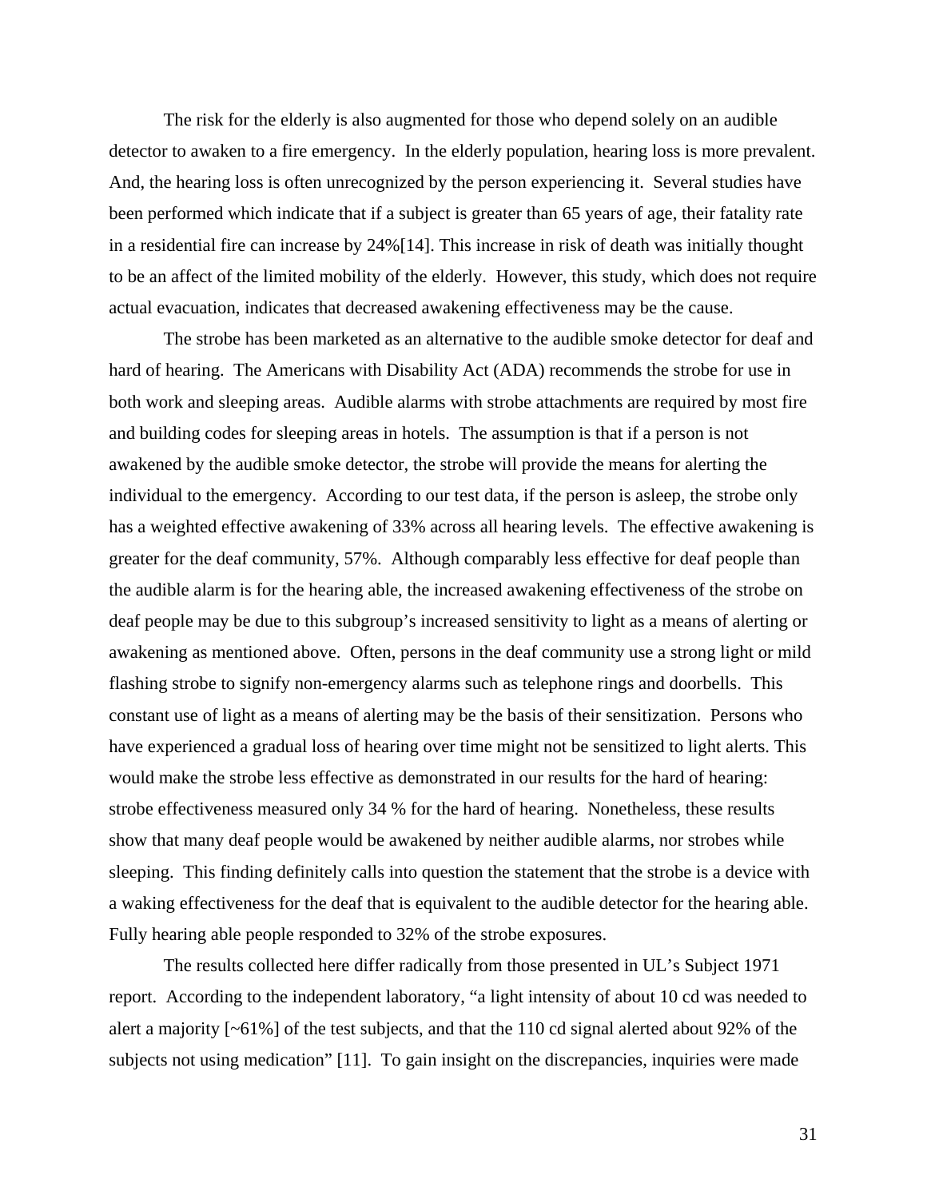The risk for the elderly is also augmented for those who depend solely on an audible detector to awaken to a fire emergency. In the elderly population, hearing loss is more prevalent. And, the hearing loss is often unrecognized by the person experiencing it. Several studies have been performed which indicate that if a subject is greater than 65 years of age, their fatality rate in a residential fire can increase by 24%[14]. This increase in risk of death was initially thought to be an affect of the limited mobility of the elderly. However, this study, which does not require actual evacuation, indicates that decreased awakening effectiveness may be the cause.

The strobe has been marketed as an alternative to the audible smoke detector for deaf and hard of hearing. The Americans with Disability Act (ADA) recommends the strobe for use in both work and sleeping areas. Audible alarms with strobe attachments are required by most fire and building codes for sleeping areas in hotels. The assumption is that if a person is not awakened by the audible smoke detector, the strobe will provide the means for alerting the individual to the emergency. According to our test data, if the person is asleep, the strobe only has a weighted effective awakening of 33% across all hearing levels. The effective awakening is greater for the deaf community, 57%. Although comparably less effective for deaf people than the audible alarm is for the hearing able, the increased awakening effectiveness of the strobe on deaf people may be due to this subgroup's increased sensitivity to light as a means of alerting or awakening as mentioned above. Often, persons in the deaf community use a strong light or mild flashing strobe to signify non-emergency alarms such as telephone rings and doorbells. This constant use of light as a means of alerting may be the basis of their sensitization. Persons who have experienced a gradual loss of hearing over time might not be sensitized to light alerts. This would make the strobe less effective as demonstrated in our results for the hard of hearing: strobe effectiveness measured only 34 % for the hard of hearing. Nonetheless, these results show that many deaf people would be awakened by neither audible alarms, nor strobes while sleeping. This finding definitely calls into question the statement that the strobe is a device with a waking effectiveness for the deaf that is equivalent to the audible detector for the hearing able. Fully hearing able people responded to 32% of the strobe exposures.

The results collected here differ radically from those presented in UL's Subject 1971 report. According to the independent laboratory, "a light intensity of about 10 cd was needed to alert a majority [~61%] of the test subjects, and that the 110 cd signal alerted about 92% of the subjects not using medication" [11]. To gain insight on the discrepancies, inquiries were made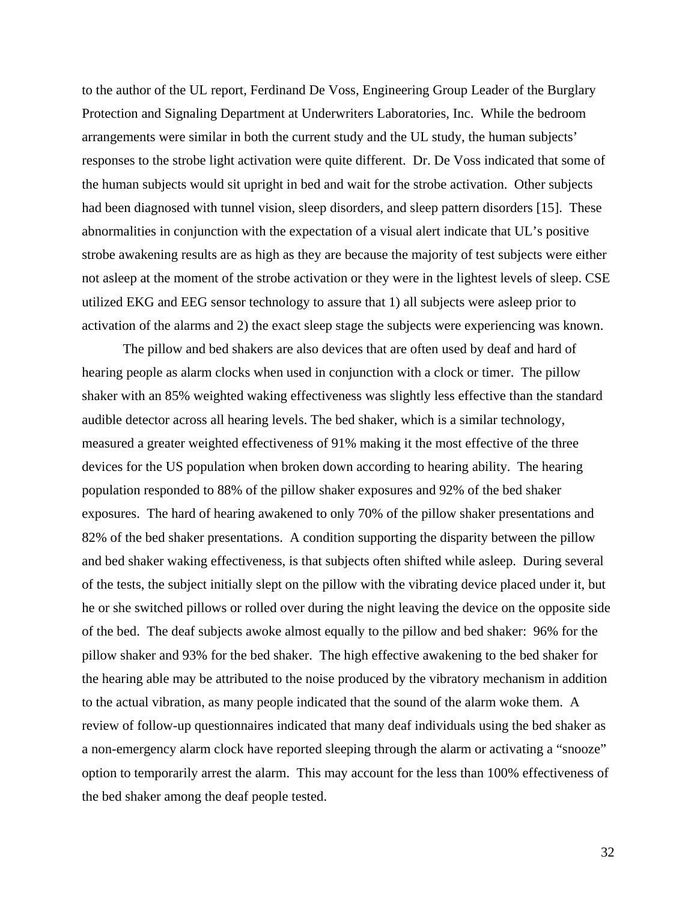to the author of the UL report, Ferdinand De Voss, Engineering Group Leader of the Burglary Protection and Signaling Department at Underwriters Laboratories, Inc. While the bedroom arrangements were similar in both the current study and the UL study, the human subjects' responses to the strobe light activation were quite different. Dr. De Voss indicated that some of the human subjects would sit upright in bed and wait for the strobe activation. Other subjects had been diagnosed with tunnel vision, sleep disorders, and sleep pattern disorders [15]. These abnormalities in conjunction with the expectation of a visual alert indicate that UL's positive strobe awakening results are as high as they are because the majority of test subjects were either not asleep at the moment of the strobe activation or they were in the lightest levels of sleep. CSE utilized EKG and EEG sensor technology to assure that 1) all subjects were asleep prior to activation of the alarms and 2) the exact sleep stage the subjects were experiencing was known.

The pillow and bed shakers are also devices that are often used by deaf and hard of hearing people as alarm clocks when used in conjunction with a clock or timer. The pillow shaker with an 85% weighted waking effectiveness was slightly less effective than the standard audible detector across all hearing levels. The bed shaker, which is a similar technology, measured a greater weighted effectiveness of 91% making it the most effective of the three devices for the US population when broken down according to hearing ability. The hearing population responded to 88% of the pillow shaker exposures and 92% of the bed shaker exposures. The hard of hearing awakened to only 70% of the pillow shaker presentations and 82% of the bed shaker presentations. A condition supporting the disparity between the pillow and bed shaker waking effectiveness, is that subjects often shifted while asleep. During several of the tests, the subject initially slept on the pillow with the vibrating device placed under it, but he or she switched pillows or rolled over during the night leaving the device on the opposite side of the bed. The deaf subjects awoke almost equally to the pillow and bed shaker: 96% for the pillow shaker and 93% for the bed shaker. The high effective awakening to the bed shaker for the hearing able may be attributed to the noise produced by the vibratory mechanism in addition to the actual vibration, as many people indicated that the sound of the alarm woke them. A review of follow-up questionnaires indicated that many deaf individuals using the bed shaker as a non-emergency alarm clock have reported sleeping through the alarm or activating a "snooze" option to temporarily arrest the alarm. This may account for the less than 100% effectiveness of the bed shaker among the deaf people tested.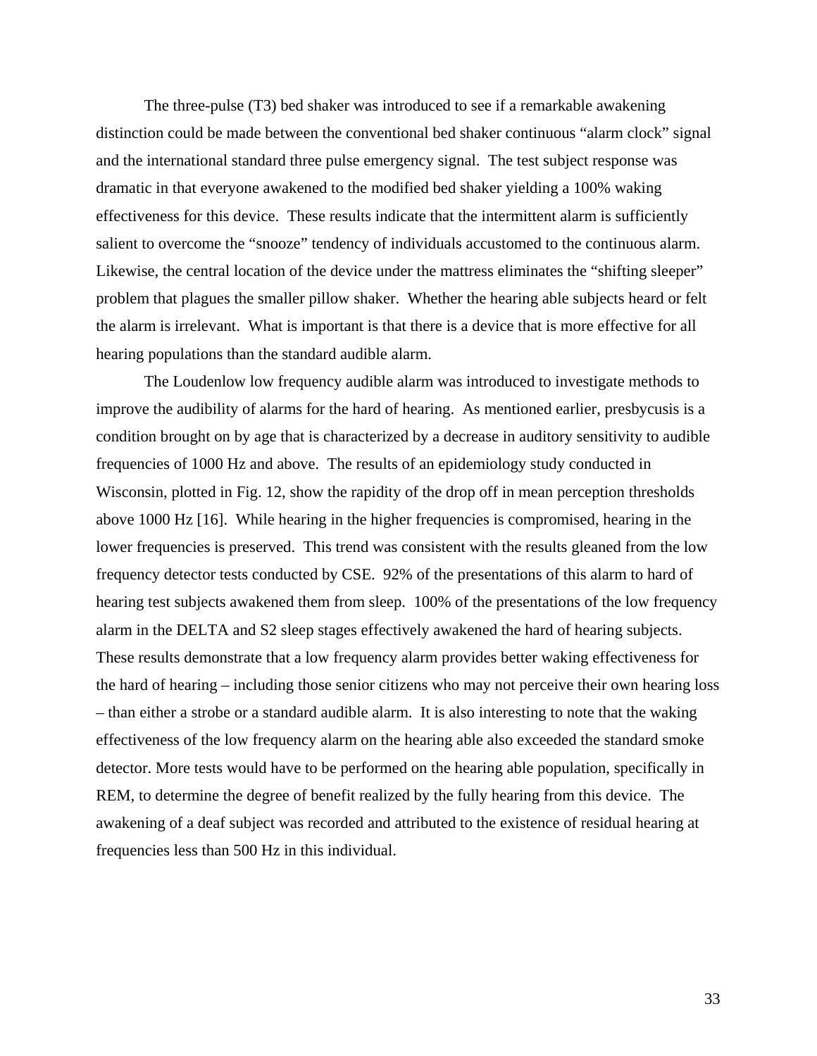The three-pulse (T3) bed shaker was introduced to see if a remarkable awakening distinction could be made between the conventional bed shaker continuous "alarm clock" signal and the international standard three pulse emergency signal. The test subject response was dramatic in that everyone awakened to the modified bed shaker yielding a 100% waking effectiveness for this device. These results indicate that the intermittent alarm is sufficiently salient to overcome the "snooze" tendency of individuals accustomed to the continuous alarm. Likewise, the central location of the device under the mattress eliminates the "shifting sleeper" problem that plagues the smaller pillow shaker. Whether the hearing able subjects heard or felt the alarm is irrelevant. What is important is that there is a device that is more effective for all hearing populations than the standard audible alarm.

The Loudenlow low frequency audible alarm was introduced to investigate methods to improve the audibility of alarms for the hard of hearing. As mentioned earlier, presbycusis is a condition brought on by age that is characterized by a decrease in auditory sensitivity to audible frequencies of 1000 Hz and above. The results of an epidemiology study conducted in Wisconsin, plotted in Fig. 12, show the rapidity of the drop off in mean perception thresholds above 1000 Hz [16]. While hearing in the higher frequencies is compromised, hearing in the lower frequencies is preserved. This trend was consistent with the results gleaned from the low frequency detector tests conducted by CSE. 92% of the presentations of this alarm to hard of hearing test subjects awakened them from sleep. 100% of the presentations of the low frequency alarm in the DELTA and S2 sleep stages effectively awakened the hard of hearing subjects. These results demonstrate that a low frequency alarm provides better waking effectiveness for the hard of hearing – including those senior citizens who may not perceive their own hearing loss – than either a strobe or a standard audible alarm. It is also interesting to note that the waking effectiveness of the low frequency alarm on the hearing able also exceeded the standard smoke detector. More tests would have to be performed on the hearing able population, specifically in REM, to determine the degree of benefit realized by the fully hearing from this device. The awakening of a deaf subject was recorded and attributed to the existence of residual hearing at frequencies less than 500 Hz in this individual.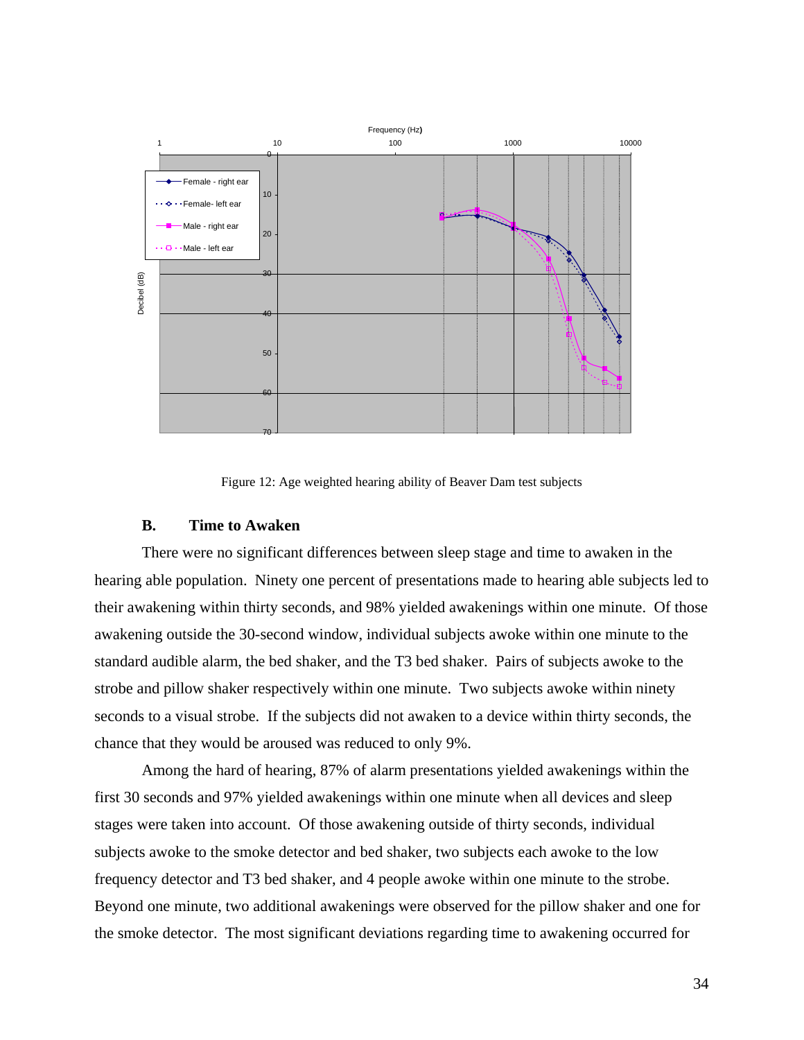Figure 12: Age weighted hearing ability of Beaver Dam test subjects

### B. Time to Awaken

There were no significant differences between sleep stage and time to awaken in the hearing able population. Ninety one percent of presentations made to hearing able subjects led to their awakening within thirty seconds, and 98% yielded awakenings within one minute. Of those awakening outside the 30-second window, individual subjects awoke within one minute to the standard audible alarm, the bed shaker, and the T3 bed shaker. Pairs of subjects awoke to the strobe and pillow shaker respectively within one minute. Two subjects awoke within ninety seconds to a visual strobe. If the subjects did not awaken to a device within thirty seconds, the chance that they would be aroused was reduced to only 9%.

Among the hard of hearing, 87% of alarm presentations yielded awakenings within the first 30 seconds and 97% yielded awakenings within one minute when all devices and sleep stages were taken into account. Of those awakening outside of thirty seconds, individual subjects awoke to the smoke detector and bed shaker, two subjects each awoke to the low frequency detector and T3 bed shaker, and 4 people awoke within one minute to the strobe. Beyond one minute, two additional awakenings were observed for the pillow shaker and one for the smoke detector. The most significant deviations regarding time to awakening occurred for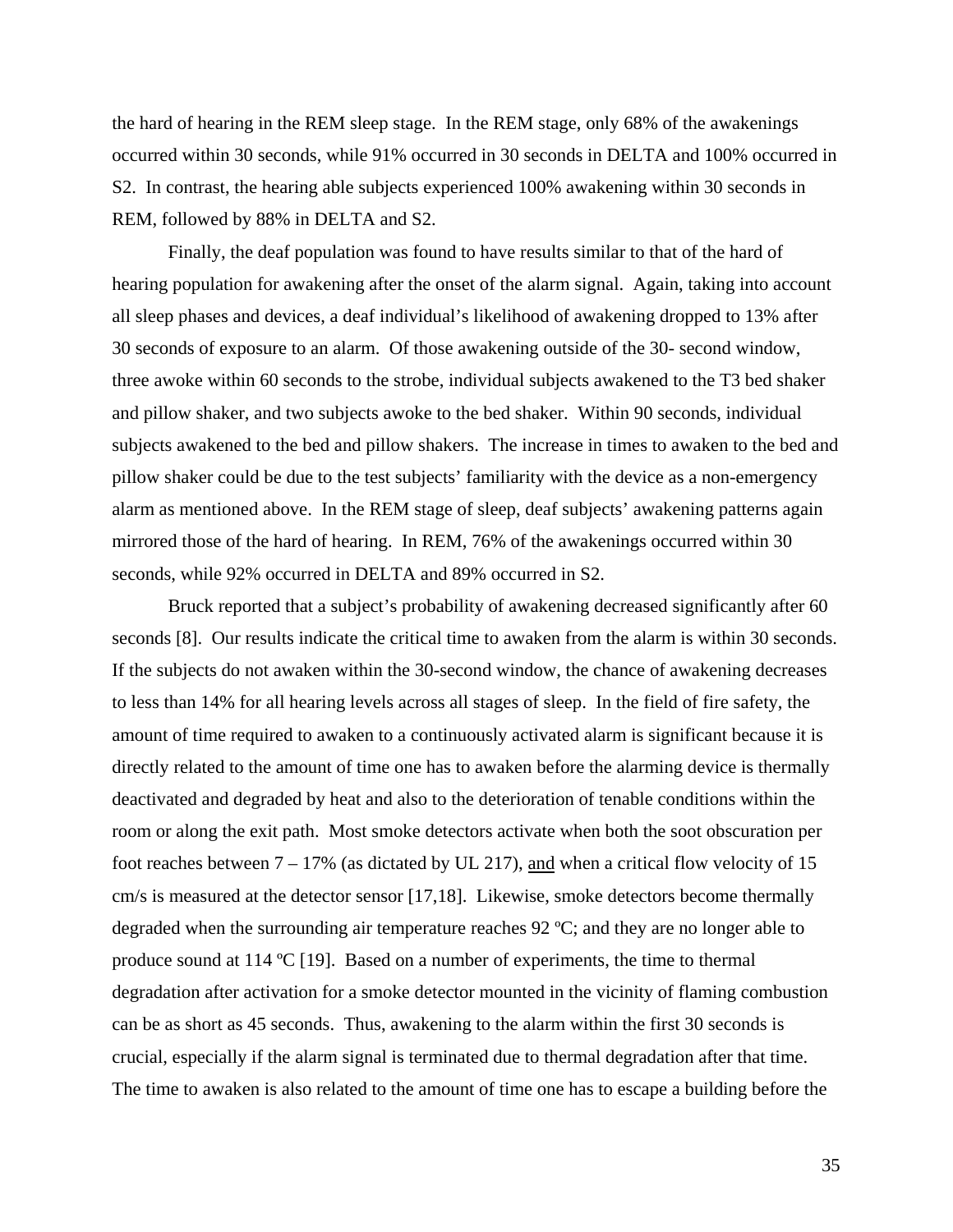the hard of hearing in the REM sleep stage. In the REM stage, only 68% of the awakenings occurred within 30 seconds, while 91% occurred in 30 seconds in DELTA and 100% occurred in S2. In contrast, the hearing able subjects experienced 100% awakening within 30 seconds in REM, followed by 88% in DELTA and S2.

Finally, the deaf population was found to have results similar to that of the hard of hearing population for awakening after the onset of the alarm signal. Again, taking into account all sleep phases and devices, a deaf individual's likelihood of awakening dropped to 13% after 30 seconds of exposure to an alarm. Of those awakening outside of the 30- second window, three awoke within 60 seconds to the strobe, individual subjects awakened to the T3 bed shaker and pillow shaker, and two subjects awoke to the bed shaker. Within 90 seconds, individual subjects awakened to the bed and pillow shakers. The increase in times to awaken to the bed and pillow shaker could be due to the test subjects' familiarity with the device as a non-emergency alarm as mentioned above. In the REM stage of sleep, deaf subjects' awakening patterns again mirrored those of the hard of hearing. In REM, 76% of the awakenings occurred within 30 seconds, while 92% occurred in DELTA and 89% occurred in S2.

Bruck reported that a subject's probability of awakening decreased significantly after 60 seconds [8]. Our results indicate the critical time to awaken from the alarm is within 30 seconds. If the subjects do not awaken within the 30-second window, the chance of awakening decreases to less than 14% for all hearing levels across all stages of sleep. In the field of fire safety, the amount of time required to awaken to a continuously activated alarm is significant because it is directly related to the amount of time one has to awaken before the alarming device is thermally deactivated and degraded by heat and also to the deterioration of tenable conditions within the room or along the exit path. Most smoke detectors activate when both the soot obscuration per foot reaches between 7 – 17% (as dictated by UL 217), <u>and</u> when a critical flow velocity of 15 cm/s is measured at the detector sensor [17,18]. Likewise, smoke detectors become thermally degraded when the surrounding air temperature reaches 92 ºC; and they are no longer able to produce sound at 114 ºC [19]. Based on a number of experiments, the time to thermal degradation after activation for a smoke detector mounted in the vicinity of flaming combustion can be as short as 45 seconds. Thus, awakening to the alarm within the first 30 seconds is crucial, especially if the alarm signal is terminated due to thermal degradation after that time. The time to awaken is also related to the amount of time one has to escape a building before the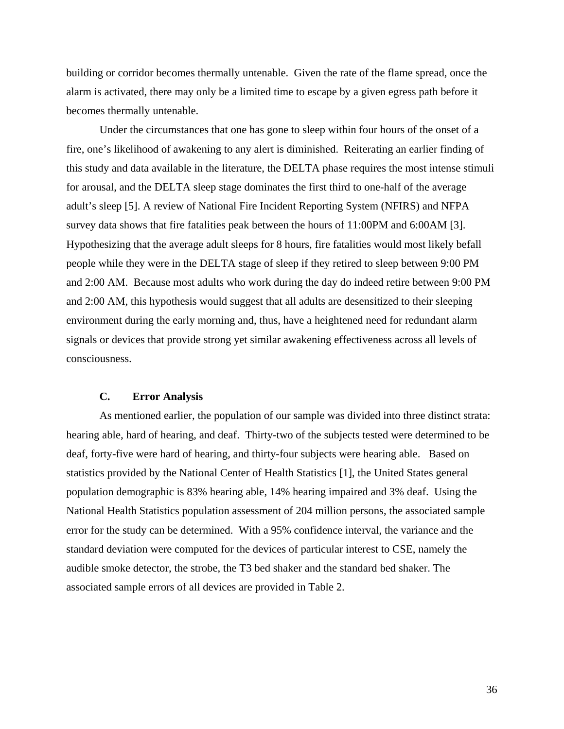building or corridor becomes thermally untenable. Given the rate of the flame spread, once the alarm is activated, there may only be a limited time to escape by a given egress path before it becomes thermally untenable.

Under the circumstances that one has gone to sleep within four hours of the onset of a fire, one's likelihood of awakening to any alert is diminished. Reiterating an earlier finding of this study and data available in the literature, the DELTA phase requires the most intense stimuli for arousal, and the DELTA sleep stage dominates the first third to one-half of the average adult's sleep [5]. A review of National Fire Incident Reporting System (NFIRS) and NFPA survey data shows that fire fatalities peak between the hours of 11:00PM and 6:00AM [3]. Hypothesizing that the average adult sleeps for 8 hours, fire fatalities would most likely befall people while they were in the DELTA stage of sleep if they retired to sleep between 9:00 PM and 2:00 AM. Because most adults who work during the day do indeed retire between 9:00 PM and 2:00 AM, this hypothesis would suggest that all adults are desensitized to their sleeping environment during the early morning and, thus, have a heightened need for redundant alarm signals or devices that provide strong yet similar awakening effectiveness across all levels of consciousness.

### C. Error Analysis

As mentioned earlier, the population of our sample was divided into three distinct strata: hearing able, hard of hearing, and deaf. Thirty-two of the subjects tested were determined to be deaf, forty-five were hard of hearing, and thirty-four subjects were hearing able. Based on statistics provided by the National Center of Health Statistics [1], the United States general population demographic is 83% hearing able, 14% hearing impaired and 3% deaf. Using the National Health Statistics population assessment of 204 million persons, the associated sample error for the study can be determined. With a 95% confidence interval, the variance and the standard deviation were computed for the devices of particular interest to CSE, namely the audible smoke detector, the strobe, the T3 bed shaker and the standard bed shaker. The associated sample errors of all devices are provided in Table 2.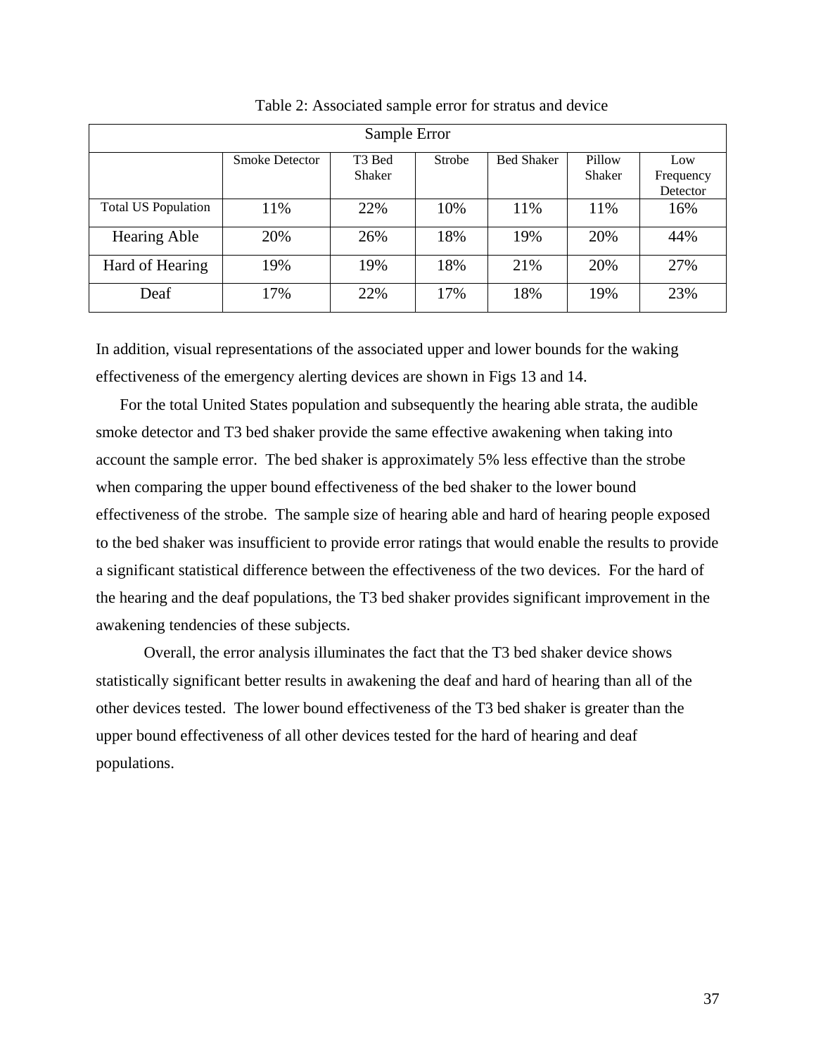Table 2: Associated sample error for stratus and device

| Sample Error | | | | | | |
|---|---|---|---|---|---|---|
| | Smoke Detector | T3 Bed Shaker | Strobe | Bed Shaker | Pillow Shaker | Low Frequency Detector |
| Total US Population | 11% | 22% | 10% | 11% | 11% | 16% |
| Hearing Able | 20% | 26% | 18% | 19% | 20% | 44% |
| Hard of Hearing | 19% | 19% | 18% | 21% | 20% | 27% |
| Deaf | 17% | 22% | 17% | 18% | 19% | 23% |

In addition, visual representations of the associated upper and lower bounds for the waking effectiveness of the emergency alerting devices are shown in Figs 13 and 14.

For the total United States population and subsequently the hearing able strata, the audible smoke detector and T3 bed shaker provide the same effective awakening when taking into account the sample error. The bed shaker is approximately 5% less effective than the strobe when comparing the upper bound effectiveness of the bed shaker to the lower bound effectiveness of the strobe. The sample size of hearing able and hard of hearing people exposed to the bed shaker was insufficient to provide error ratings that would enable the results to provide a significant statistical difference between the effectiveness of the two devices. For the hard of the hearing and the deaf populations, the T3 bed shaker provides significant improvement in the awakening tendencies of these subjects.

Overall, the error analysis illuminates the fact that the T3 bed shaker device shows statistically significant better results in awakening the deaf and hard of hearing than all of the other devices tested. The lower bound effectiveness of the T3 bed shaker is greater than the upper bound effectiveness of all other devices tested for the hard of hearing and deaf populations.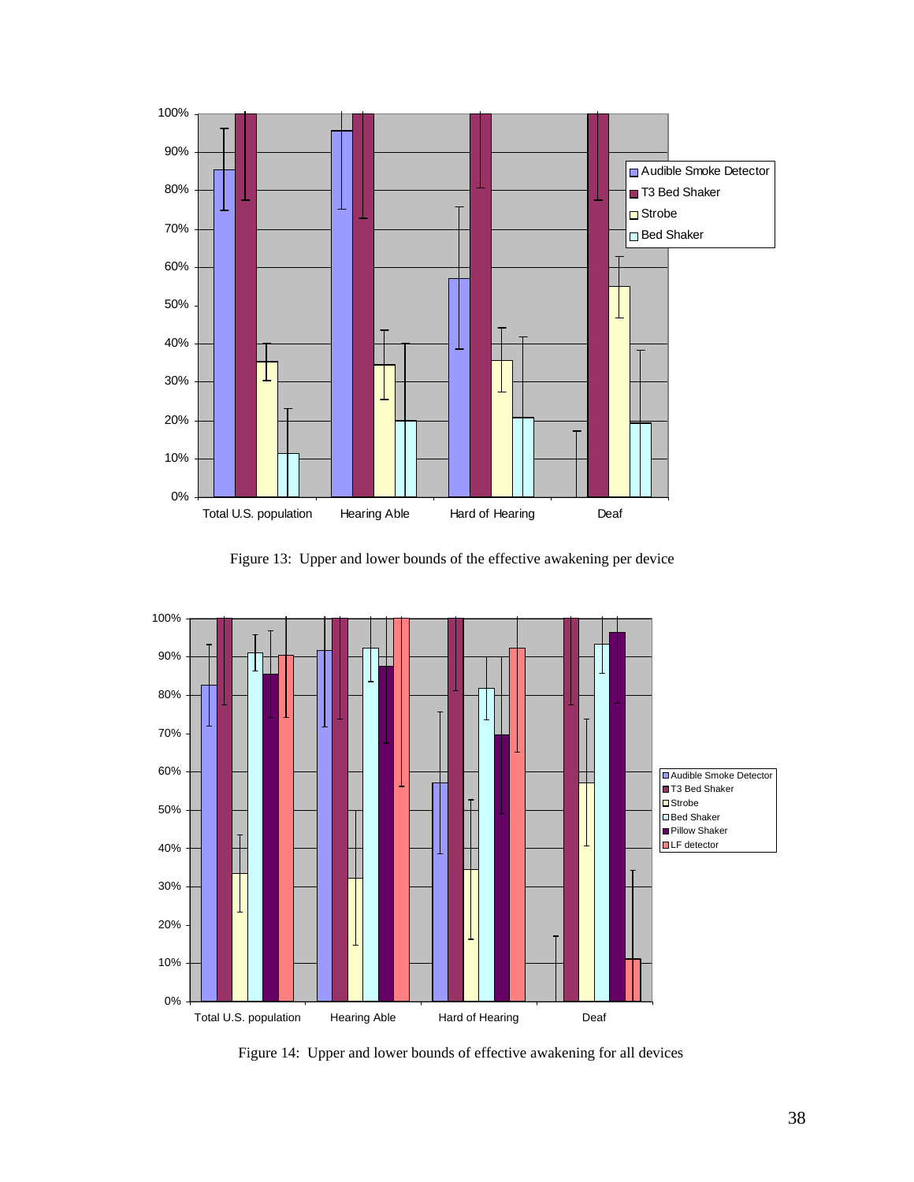Figure 13: Upper and lower bounds of the effective awakening per device

Figure 14: Upper and lower bounds of effective awakening for all devices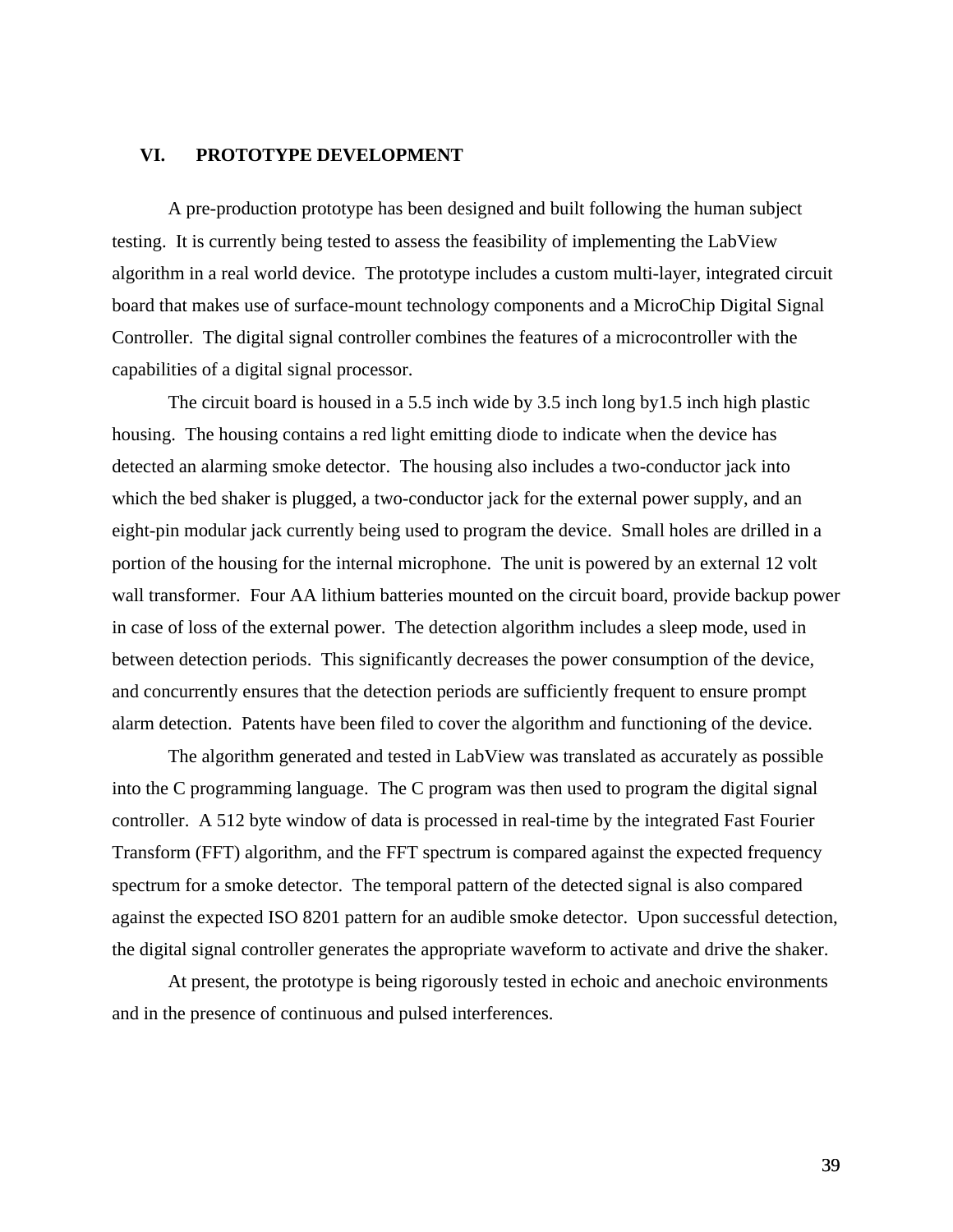## VI. PROTOTYPE DEVELOPMENT

A pre-production prototype has been designed and built following the human subject testing. It is currently being tested to assess the feasibility of implementing the LabView algorithm in a real world device. The prototype includes a custom multi-layer, integrated circuit board that makes use of surface-mount technology components and a MicroChip Digital Signal Controller. The digital signal controller combines the features of a microcontroller with the capabilities of a digital signal processor.

The circuit board is housed in a 5.5 inch wide by 3.5 inch long by1.5 inch high plastic housing. The housing contains a red light emitting diode to indicate when the device has detected an alarming smoke detector. The housing also includes a two-conductor jack into which the bed shaker is plugged, a two-conductor jack for the external power supply, and an eight-pin modular jack currently being used to program the device. Small holes are drilled in a portion of the housing for the internal microphone. The unit is powered by an external 12 volt wall transformer. Four AA lithium batteries mounted on the circuit board, provide backup power in case of loss of the external power. The detection algorithm includes a sleep mode, used in between detection periods. This significantly decreases the power consumption of the device, and concurrently ensures that the detection periods are sufficiently frequent to ensure prompt alarm detection. Patents have been filed to cover the algorithm and functioning of the device.

The algorithm generated and tested in LabView was translated as accurately as possible into the C programming language. The C program was then used to program the digital signal controller. A 512 byte window of data is processed in real-time by the integrated Fast Fourier Transform (FFT) algorithm, and the FFT spectrum is compared against the expected frequency spectrum for a smoke detector. The temporal pattern of the detected signal is also compared against the expected ISO 8201 pattern for an audible smoke detector. Upon successful detection, the digital signal controller generates the appropriate waveform to activate and drive the shaker.

At present, the prototype is being rigorously tested in echoic and anechoic environments and in the presence of continuous and pulsed interferences.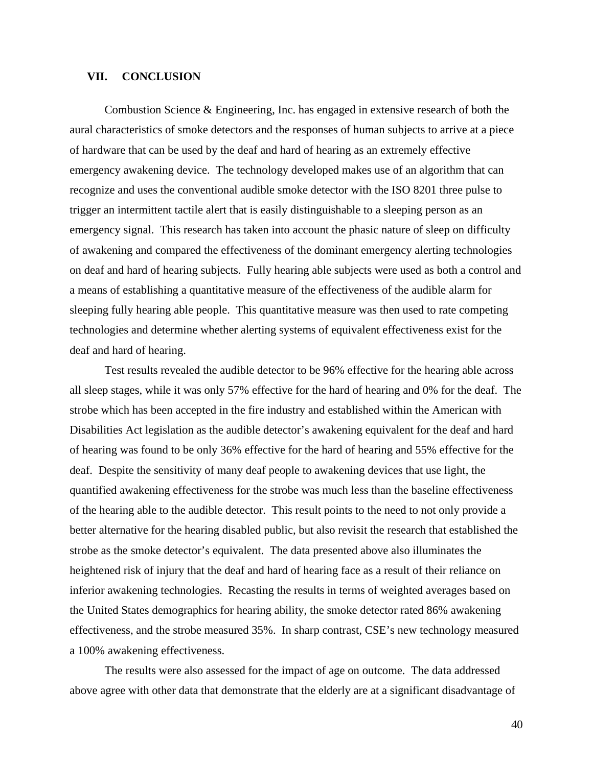## VII. CONCLUSION

Combustion Science & Engineering, Inc. has engaged in extensive research of both the aural characteristics of smoke detectors and the responses of human subjects to arrive at a piece of hardware that can be used by the deaf and hard of hearing as an extremely effective emergency awakening device. The technology developed makes use of an algorithm that can recognize and uses the conventional audible smoke detector with the ISO 8201 three pulse to trigger an intermittent tactile alert that is easily distinguishable to a sleeping person as an emergency signal. This research has taken into account the phasic nature of sleep on difficulty of awakening and compared the effectiveness of the dominant emergency alerting technologies on deaf and hard of hearing subjects. Fully hearing able subjects were used as both a control and a means of establishing a quantitative measure of the effectiveness of the audible alarm for sleeping fully hearing able people. This quantitative measure was then used to rate competing technologies and determine whether alerting systems of equivalent effectiveness exist for the deaf and hard of hearing.

Test results revealed the audible detector to be 96% effective for the hearing able across all sleep stages, while it was only 57% effective for the hard of hearing and 0% for the deaf. The strobe which has been accepted in the fire industry and established within the American with Disabilities Act legislation as the audible detector's awakening equivalent for the deaf and hard of hearing was found to be only 36% effective for the hard of hearing and 55% effective for the deaf. Despite the sensitivity of many deaf people to awakening devices that use light, the quantified awakening effectiveness for the strobe was much less than the baseline effectiveness of the hearing able to the audible detector. This result points to the need to not only provide a better alternative for the hearing disabled public, but also revisit the research that established the strobe as the smoke detector's equivalent. The data presented above also illuminates the heightened risk of injury that the deaf and hard of hearing face as a result of their reliance on inferior awakening technologies. Recasting the results in terms of weighted averages based on the United States demographics for hearing ability, the smoke detector rated 86% awakening effectiveness, and the strobe measured 35%. In sharp contrast, CSE's new technology measured a 100% awakening effectiveness.

The results were also assessed for the impact of age on outcome. The data addressed above agree with other data that demonstrate that the elderly are at a significant disadvantage of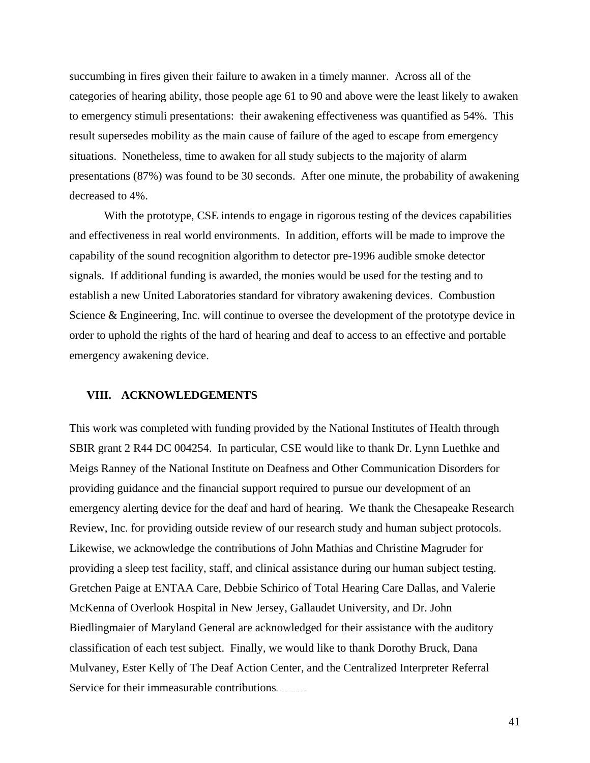succumbing in fires given their failure to awaken in a timely manner. Across all of the categories of hearing ability, those people age 61 to 90 and above were the least likely to awaken to emergency stimuli presentations: their awakening effectiveness was quantified as 54%. This result supersedes mobility as the main cause of failure of the aged to escape from emergency situations. Nonetheless, time to awaken for all study subjects to the majority of alarm presentations (87%) was found to be 30 seconds. After one minute, the probability of awakening decreased to 4%.

With the prototype, CSE intends to engage in rigorous testing of the devices capabilities and effectiveness in real world environments. In addition, efforts will be made to improve the capability of the sound recognition algorithm to detector pre-1996 audible smoke detector signals. If additional funding is awarded, the monies would be used for the testing and to establish a new United Laboratories standard for vibratory awakening devices. Combustion Science & Engineering, Inc. will continue to oversee the development of the prototype device in order to uphold the rights of the hard of hearing and deaf to access to an effective and portable emergency awakening device.

## VIII. ACKNOWLEDGEMENTS

This work was completed with funding provided by the National Institutes of Health through SBIR grant 2 R44 DC 004254. In particular, CSE would like to thank Dr. Lynn Luethke and Meigs Ranney of the National Institute on Deafness and Other Communication Disorders for providing guidance and the financial support required to pursue our development of an emergency alerting device for the deaf and hard of hearing. We thank the Chesapeake Research Review, Inc. for providing outside review of our research study and human subject protocols. Likewise, we acknowledge the contributions of John Mathias and Christine Magruder for providing a sleep test facility, staff, and clinical assistance during our human subject testing. Gretchen Paige at ENTAA Care, Debbie Schirico of Total Hearing Care Dallas, and Valerie McKenna of Overlook Hospital in New Jersey, Gallaudet University, and Dr. John Biedlingmaier of Maryland General are acknowledged for their assistance with the auditory classification of each test subject. Finally, we would like to thank Dorothy Bruck, Dana Mulvaney, Ester Kelly of The Deaf Action Center, and the Centralized Interpreter Referral Service for their immeasurable contributions.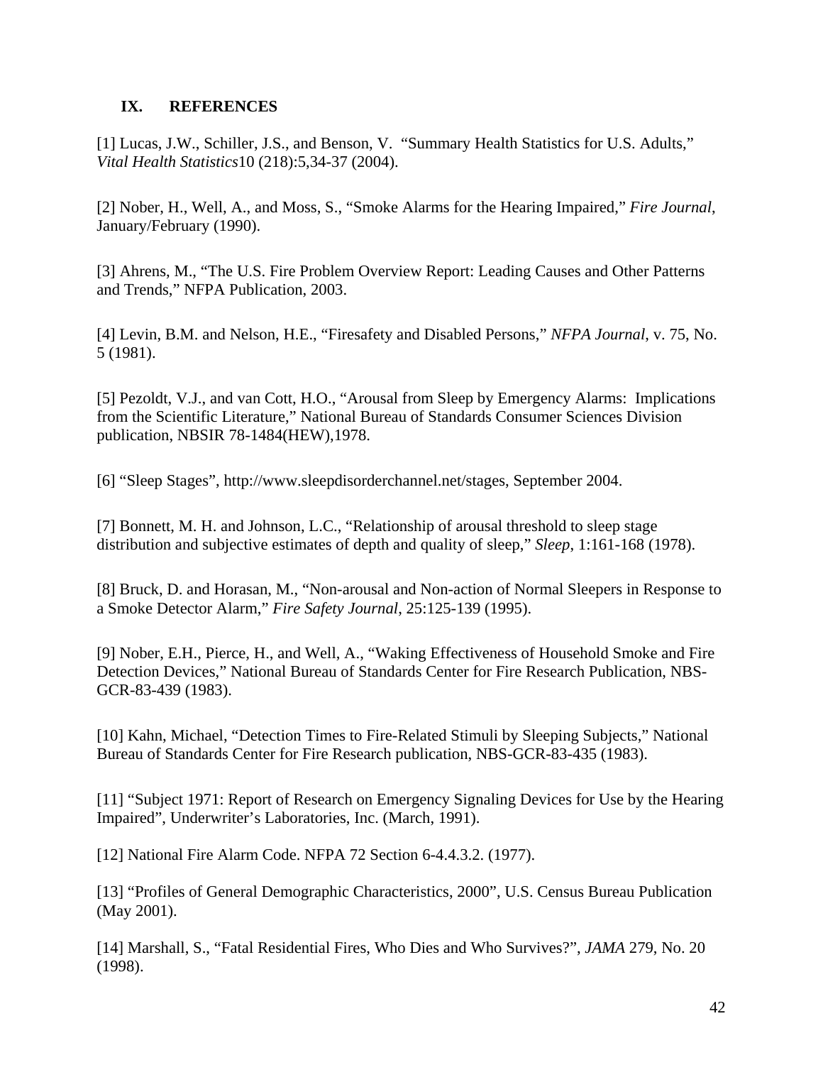## IX. REFERENCES

[1] Lucas, J.W., Schiller, J.S., and Benson, V. "Summary Health Statistics for U.S. Adults," *Vital Health Statistics*10 (218):5,34-37 (2004).

[2] Nober, H., Well, A., and Moss, S., "Smoke Alarms for the Hearing Impaired," *Fire Journal*, January/February (1990).

[3] Ahrens, M., "The U.S. Fire Problem Overview Report: Leading Causes and Other Patterns and Trends," NFPA Publication, 2003.

[4] Levin, B.M. and Nelson, H.E., "Firesafety and Disabled Persons," *NFPA Journal*, v. 75, No. 5 (1981).

[5] Pezoldt, V.J., and van Cott, H.O., "Arousal from Sleep by Emergency Alarms: Implications from the Scientific Literature," National Bureau of Standards Consumer Sciences Division publication, NBSIR 78-1484(HEW),1978.

[6] "Sleep Stages", http://www.sleepdisorderchannel.net/stages, September 2004.

[7] Bonnett, M. H. and Johnson, L.C., "Relationship of arousal threshold to sleep stage distribution and subjective estimates of depth and quality of sleep," *Sleep*, 1:161-168 (1978).

[8] Bruck, D. and Horasan, M., "Non-arousal and Non-action of Normal Sleepers in Response to a Smoke Detector Alarm," *Fire Safety Journal*, 25:125-139 (1995).

[9] Nober, E.H., Pierce, H., and Well, A., "Waking Effectiveness of Household Smoke and Fire Detection Devices," National Bureau of Standards Center for Fire Research Publication, NBS-GCR-83-439 (1983).

[10] Kahn, Michael, "Detection Times to Fire-Related Stimuli by Sleeping Subjects," National Bureau of Standards Center for Fire Research publication, NBS-GCR-83-435 (1983).

[11] "Subject 1971: Report of Research on Emergency Signaling Devices for Use by the Hearing Impaired", Underwriter's Laboratories, Inc. (March, 1991).

[12] National Fire Alarm Code. NFPA 72 Section 6-4.4.3.2. (1977).

[13] "Profiles of General Demographic Characteristics, 2000", U.S. Census Bureau Publication (May 2001).

[14] Marshall, S., "Fatal Residential Fires, Who Dies and Who Survives?", *JAMA* 279, No. 20 (1998).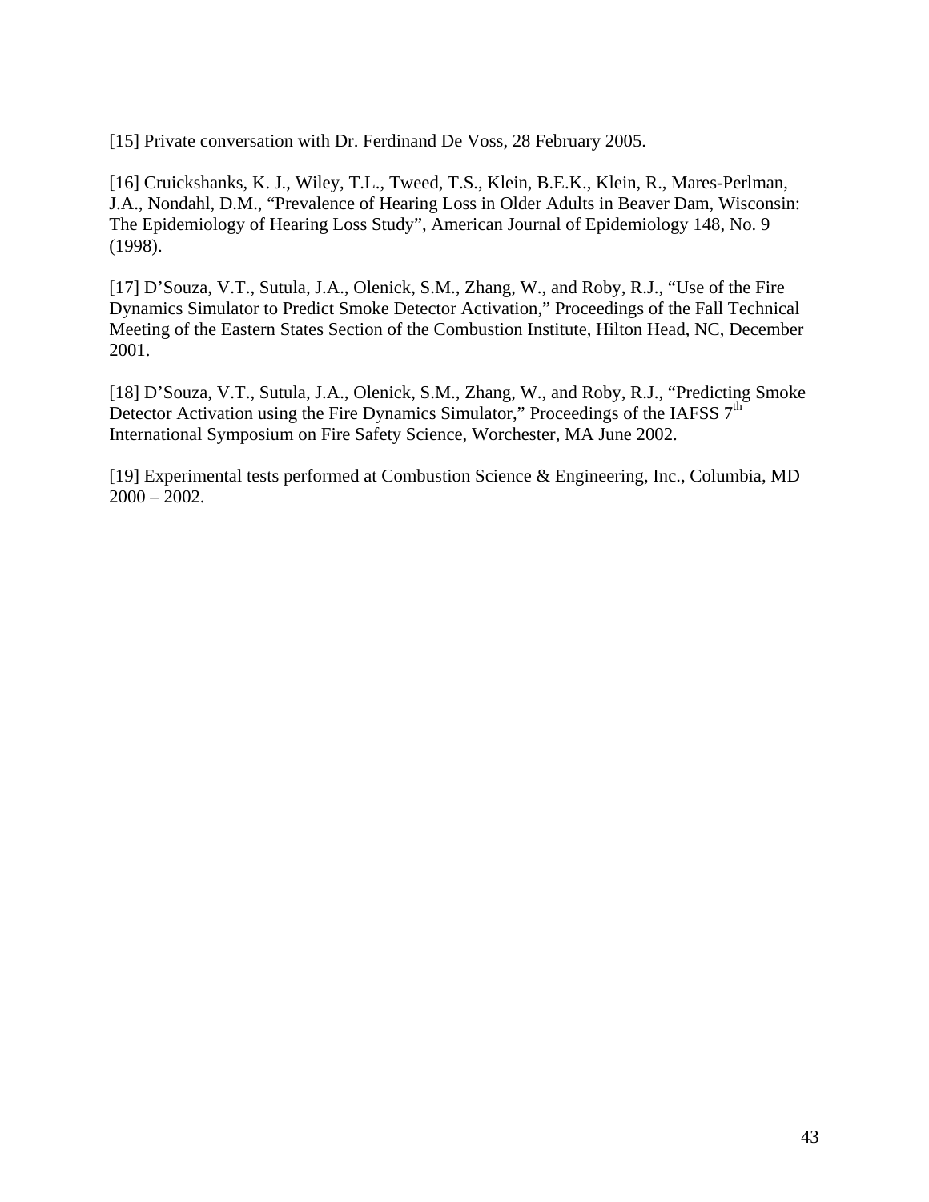[15] Private conversation with Dr. Ferdinand De Voss, 28 February 2005.

[16] Cruickshanks, K. J., Wiley, T.L., Tweed, T.S., Klein, B.E.K., Klein, R., Mares-Perlman, J.A., Nondahl, D.M., "Prevalence of Hearing Loss in Older Adults in Beaver Dam, Wisconsin: The Epidemiology of Hearing Loss Study", American Journal of Epidemiology 148, No. 9 (1998).

[17] D'Souza, V.T., Sutula, J.A., Olenick, S.M., Zhang, W., and Roby, R.J., "Use of the Fire Dynamics Simulator to Predict Smoke Detector Activation," Proceedings of the Fall Technical Meeting of the Eastern States Section of the Combustion Institute, Hilton Head, NC, December 2001.

[18] D'Souza, V.T., Sutula, J.A., Olenick, S.M., Zhang, W., and Roby, R.J., "Predicting Smoke Detector Activation using the Fire Dynamics Simulator," Proceedings of the IAFSS 7th International Symposium on Fire Safety Science, Worchester, MA June 2002.

[19] Experimental tests performed at Combustion Science & Engineering, Inc., Columbia, MD 2000 – 2002.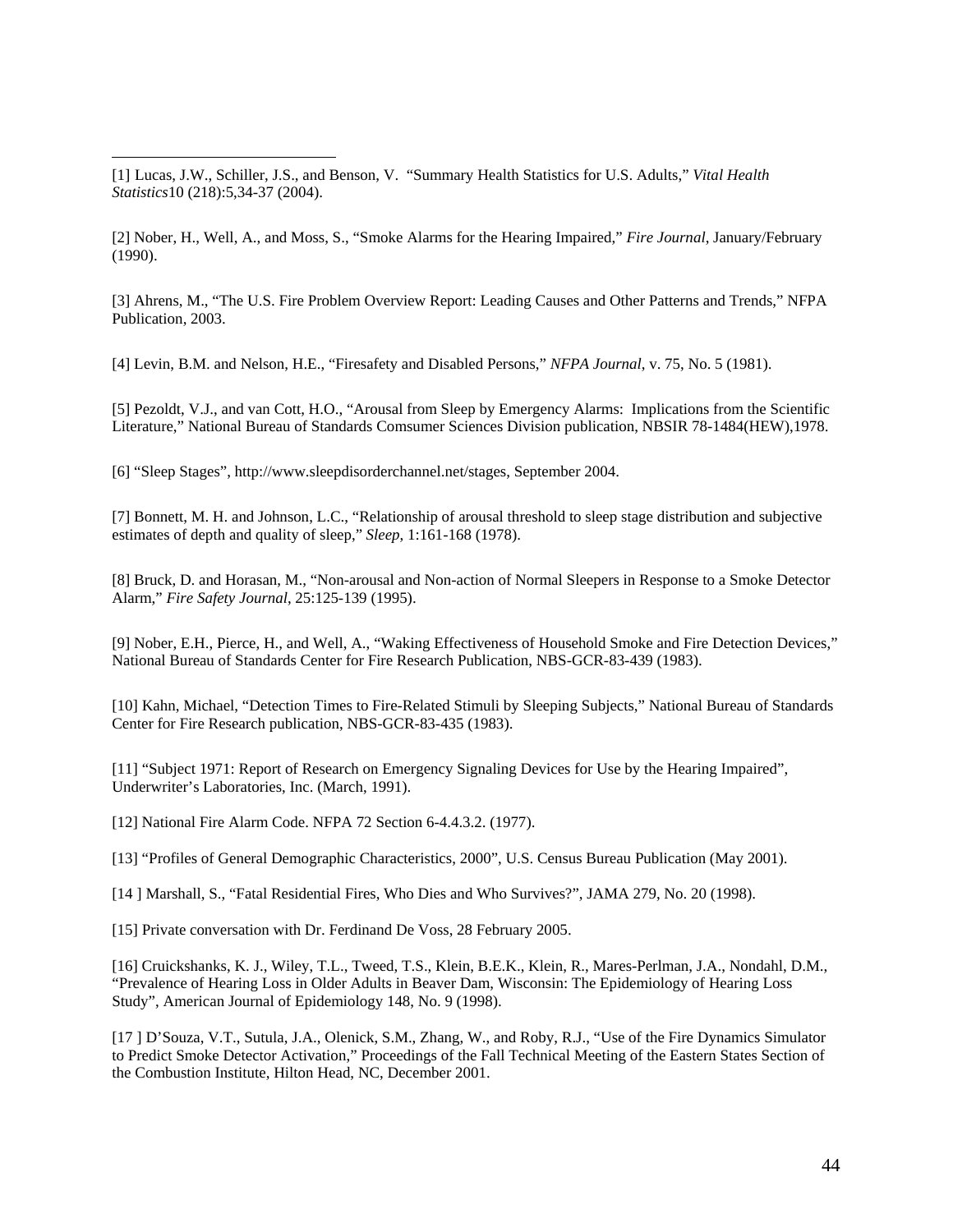[1] Lucas, J.W., Schiller, J.S., and Benson, V. "Summary Health Statistics for U.S. Adults," *Vital Health Statistics*10 (218):5,34-37 (2004).

[2] Nober, H., Well, A., and Moss, S., "Smoke Alarms for the Hearing Impaired," *Fire Journal*, January/February (1990).

[3] Ahrens, M., "The U.S. Fire Problem Overview Report: Leading Causes and Other Patterns and Trends," NFPA Publication, 2003.

[4] Levin, B.M. and Nelson, H.E., "Firesafety and Disabled Persons," *NFPA Journal*, v. 75, No. 5 (1981).

[5] Pezoldt, V.J., and van Cott, H.O., "Arousal from Sleep by Emergency Alarms: Implications from the Scientific Literature," National Bureau of Standards Comsumer Sciences Division publication, NBSIR 78-1484(HEW),1978.

[6] "Sleep Stages", http://www.sleepdisorderchannel.net/stages, September 2004.

[7] Bonnett, M. H. and Johnson, L.C., "Relationship of arousal threshold to sleep stage distribution and subjective estimates of depth and quality of sleep," *Sleep*, 1:161-168 (1978).

[8] Bruck, D. and Horasan, M., "Non-arousal and Non-action of Normal Sleepers in Response to a Smoke Detector Alarm," *Fire Safety Journal*, 25:125-139 (1995).

[9] Nober, E.H., Pierce, H., and Well, A., "Waking Effectiveness of Household Smoke and Fire Detection Devices," National Bureau of Standards Center for Fire Research Publication, NBS-GCR-83-439 (1983).

[10] Kahn, Michael, "Detection Times to Fire-Related Stimuli by Sleeping Subjects," National Bureau of Standards Center for Fire Research publication, NBS-GCR-83-435 (1983).

[11] "Subject 1971: Report of Research on Emergency Signaling Devices for Use by the Hearing Impaired", Underwriter's Laboratories, Inc. (March, 1991).

[12] National Fire Alarm Code. NFPA 72 Section 6-4.4.3.2. (1977).

[13] "Profiles of General Demographic Characteristics, 2000", U.S. Census Bureau Publication (May 2001).

[14 ] Marshall, S., "Fatal Residential Fires, Who Dies and Who Survives?", JAMA 279, No. 20 (1998).

[15] Private conversation with Dr. Ferdinand De Voss, 28 February 2005.

[16] Cruickshanks, K. J., Wiley, T.L., Tweed, T.S., Klein, B.E.K., Klein, R., Mares-Perlman, J.A., Nondahl, D.M., "Prevalence of Hearing Loss in Older Adults in Beaver Dam, Wisconsin: The Epidemiology of Hearing Loss Study", American Journal of Epidemiology 148, No. 9 (1998).

[17 ] D'Souza, V.T., Sutula, J.A., Olenick, S.M., Zhang, W., and Roby, R.J., "Use of the Fire Dynamics Simulator to Predict Smoke Detector Activation," Proceedings of the Fall Technical Meeting of the Eastern States Section of the Combustion Institute, Hilton Head, NC, December 2001.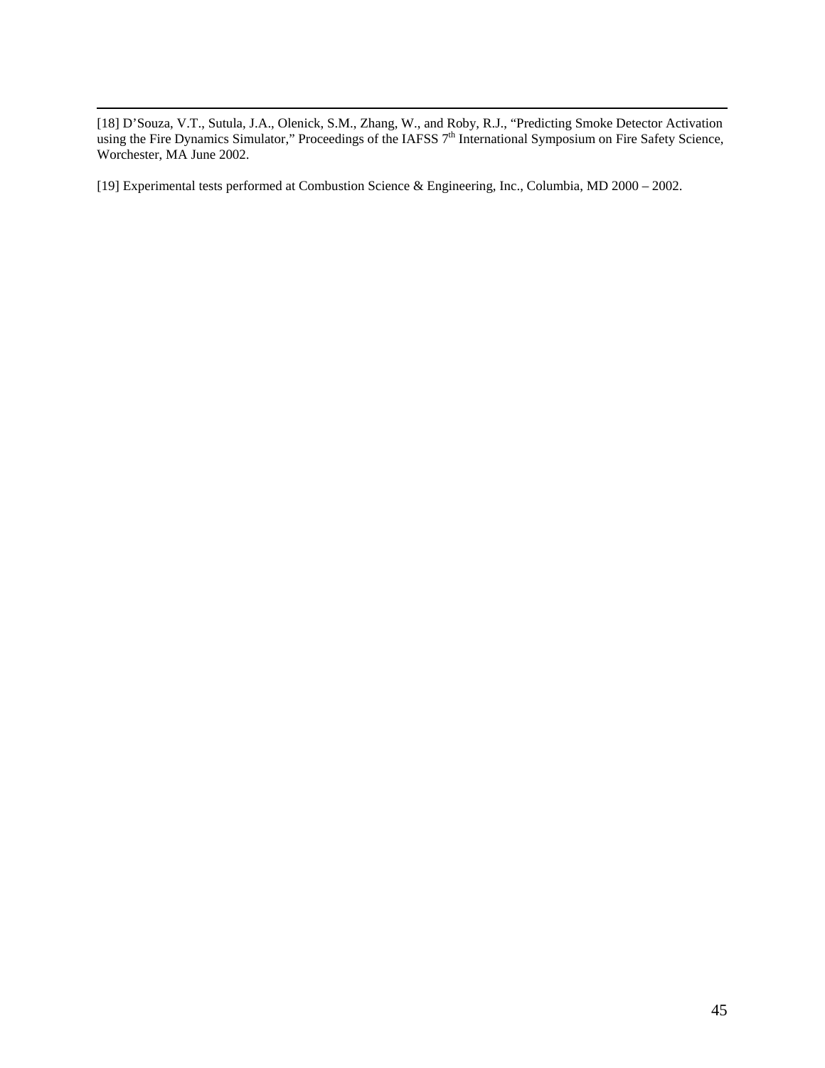[18] D'Souza, V.T., Sutula, J.A., Olenick, S.M., Zhang, W., and Roby, R.J., "Predicting Smoke Detector Activation using the Fire Dynamics Simulator," Proceedings of the IAFSS 7th International Symposium on Fire Safety Science, Worchester, MA June 2002.

[19] Experimental tests performed at Combustion Science & Engineering, Inc., Columbia, MD 2000 – 2002.